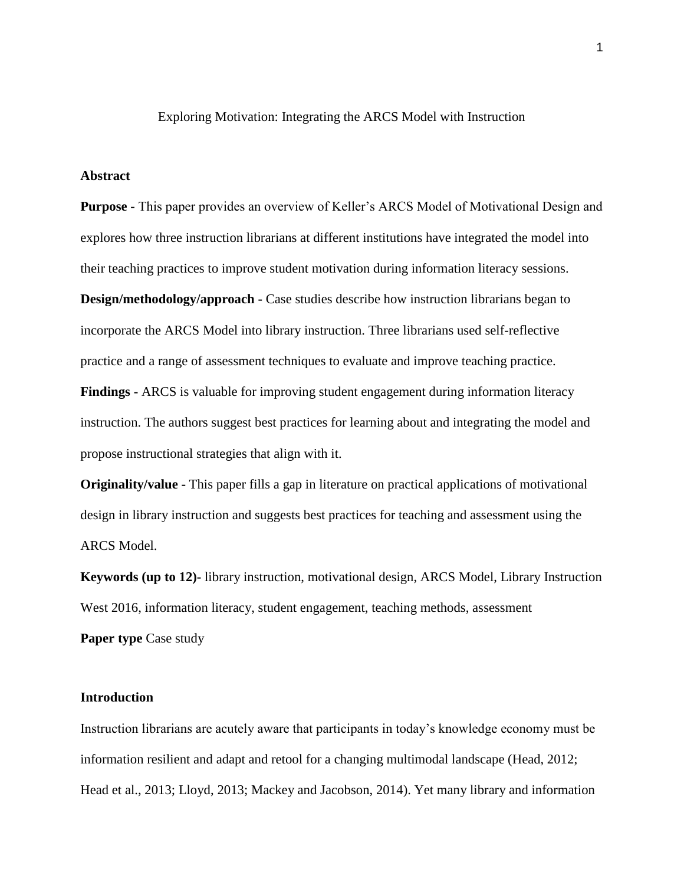# Exploring Motivation: Integrating the ARCS Model with Instruction

## Abstract

**Purpose -** This paper provides an overview of Keller's ARCS Model of Motivational Design and explores how three instruction librarians at different institutions have integrated the model into their teaching practices to improve student motivation during information literacy sessions.

**Design/methodology/approach -** Case studies describe how instruction librarians began to incorporate the ARCS Model into library instruction. Three librarians used self-reflective practice and a range of assessment techniques to evaluate and improve teaching practice.

**Findings -** ARCS is valuable for improving student engagement during information literacy instruction. The authors suggest best practices for learning about and integrating the model and propose instructional strategies that align with it.

**Originality/value -** This paper fills a gap in literature on practical applications of motivational design in library instruction and suggests best practices for teaching and assessment using the ARCS Model.

**Keywords (up to 12)-** library instruction, motivational design, ARCS Model, Library Instruction West 2016, information literacy, student engagement, teaching methods, assessment

**Paper type** Case study

## Introduction

Instruction librarians are acutely aware that participants in today's knowledge economy must be information resilient and adapt and retool for a changing multimodal landscape (Head, 2012; Head et al., 2013; Lloyd, 2013; Mackey and Jacobson, 2014). Yet many library and information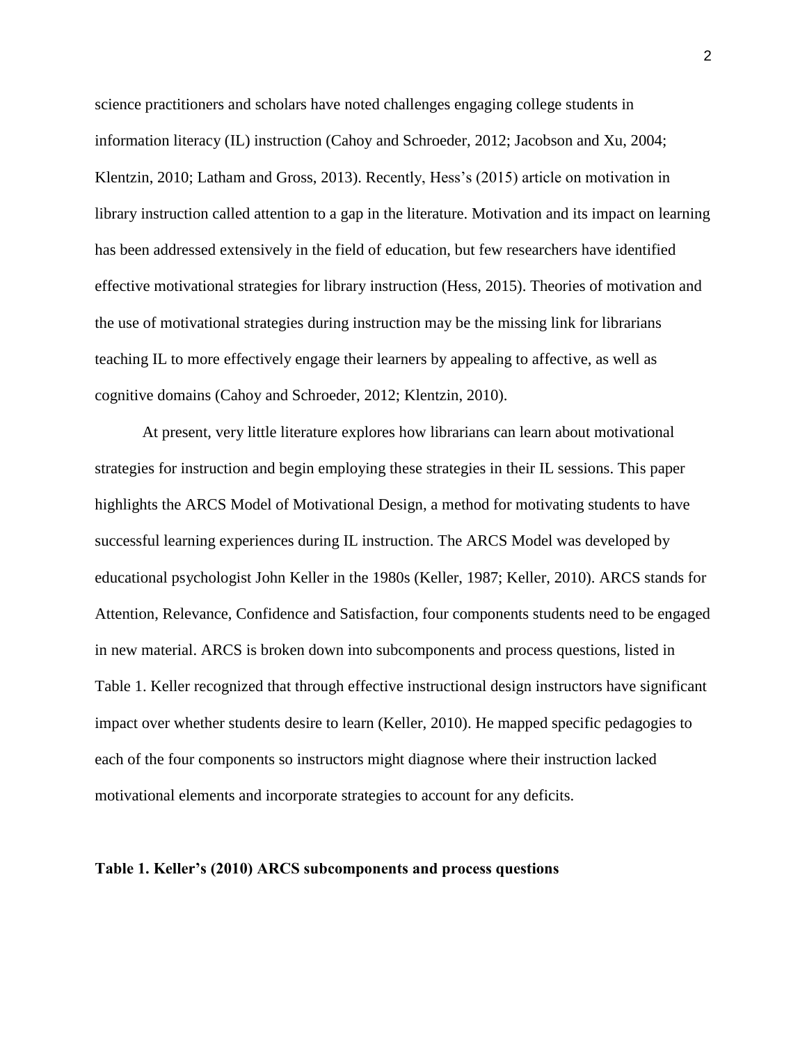science practitioners and scholars have noted challenges engaging college students in information literacy (IL) instruction (Cahoy and Schroeder, 2012; Jacobson and Xu, 2004; Klentzin, 2010; Latham and Gross, 2013). Recently, Hess's (2015) article on motivation in library instruction called attention to a gap in the literature. Motivation and its impact on learning has been addressed extensively in the field of education, but few researchers have identified effective motivational strategies for library instruction (Hess, 2015). Theories of motivation and the use of motivational strategies during instruction may be the missing link for librarians teaching IL to more effectively engage their learners by appealing to affective, as well as cognitive domains (Cahoy and Schroeder, 2012; Klentzin, 2010).

At present, very little literature explores how librarians can learn about motivational strategies for instruction and begin employing these strategies in their IL sessions. This paper highlights the ARCS Model of Motivational Design, a method for motivating students to have successful learning experiences during IL instruction. The ARCS Model was developed by educational psychologist John Keller in the 1980s (Keller, 1987; Keller, 2010). ARCS stands for Attention, Relevance, Confidence and Satisfaction, four components students need to be engaged in new material. ARCS is broken down into subcomponents and process questions, listed in Table 1. Keller recognized that through effective instructional design instructors have significant impact over whether students desire to learn (Keller, 2010). He mapped specific pedagogies to each of the four components so instructors might diagnose where their instruction lacked motivational elements and incorporate strategies to account for any deficits.

**Table 1. Keller's (2010) ARCS subcomponents and process questions**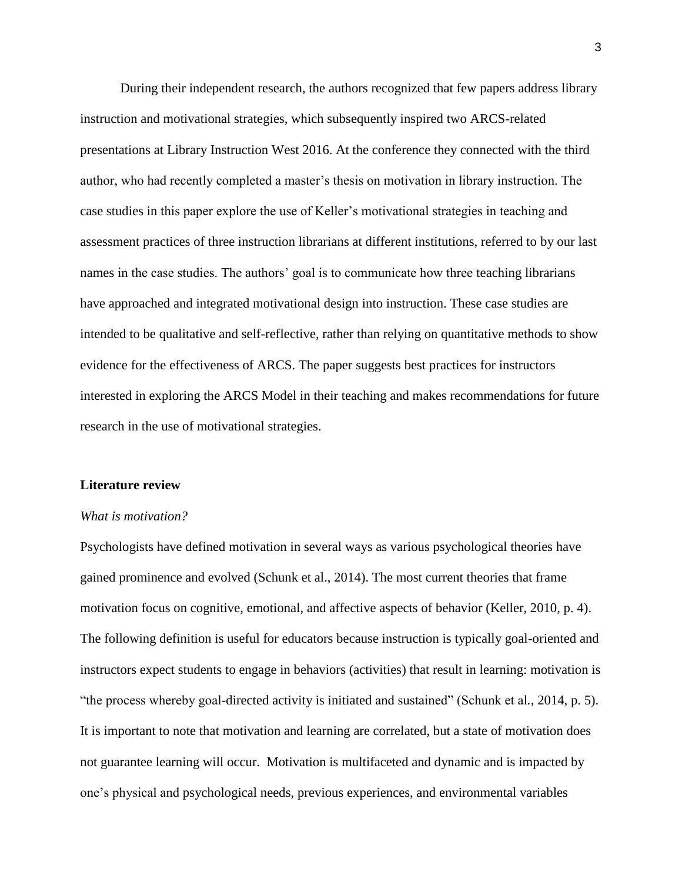During their independent research, the authors recognized that few papers address library instruction and motivational strategies, which subsequently inspired two ARCS-related presentations at Library Instruction West 2016. At the conference they connected with the third author, who had recently completed a master's thesis on motivation in library instruction. The case studies in this paper explore the use of Keller's motivational strategies in teaching and assessment practices of three instruction librarians at different institutions, referred to by our last names in the case studies. The authors' goal is to communicate how three teaching librarians have approached and integrated motivational design into instruction. These case studies are intended to be qualitative and self-reflective, rather than relying on quantitative methods to show evidence for the effectiveness of ARCS. The paper suggests best practices for instructors interested in exploring the ARCS Model in their teaching and makes recommendations for future research in the use of motivational strategies.

## Literature review

### *What is motivation?*

Psychologists have defined motivation in several ways as various psychological theories have gained prominence and evolved (Schunk et al., 2014). The most current theories that frame motivation focus on cognitive, emotional, and affective aspects of behavior (Keller, 2010, p. 4). The following definition is useful for educators because instruction is typically goal-oriented and instructors expect students to engage in behaviors (activities) that result in learning: motivation is "the process whereby goal-directed activity is initiated and sustained" (Schunk et al., 2014, p. 5). It is important to note that motivation and learning are correlated, but a state of motivation does not guarantee learning will occur. Motivation is multifaceted and dynamic and is impacted by one's physical and psychological needs, previous experiences, and environmental variables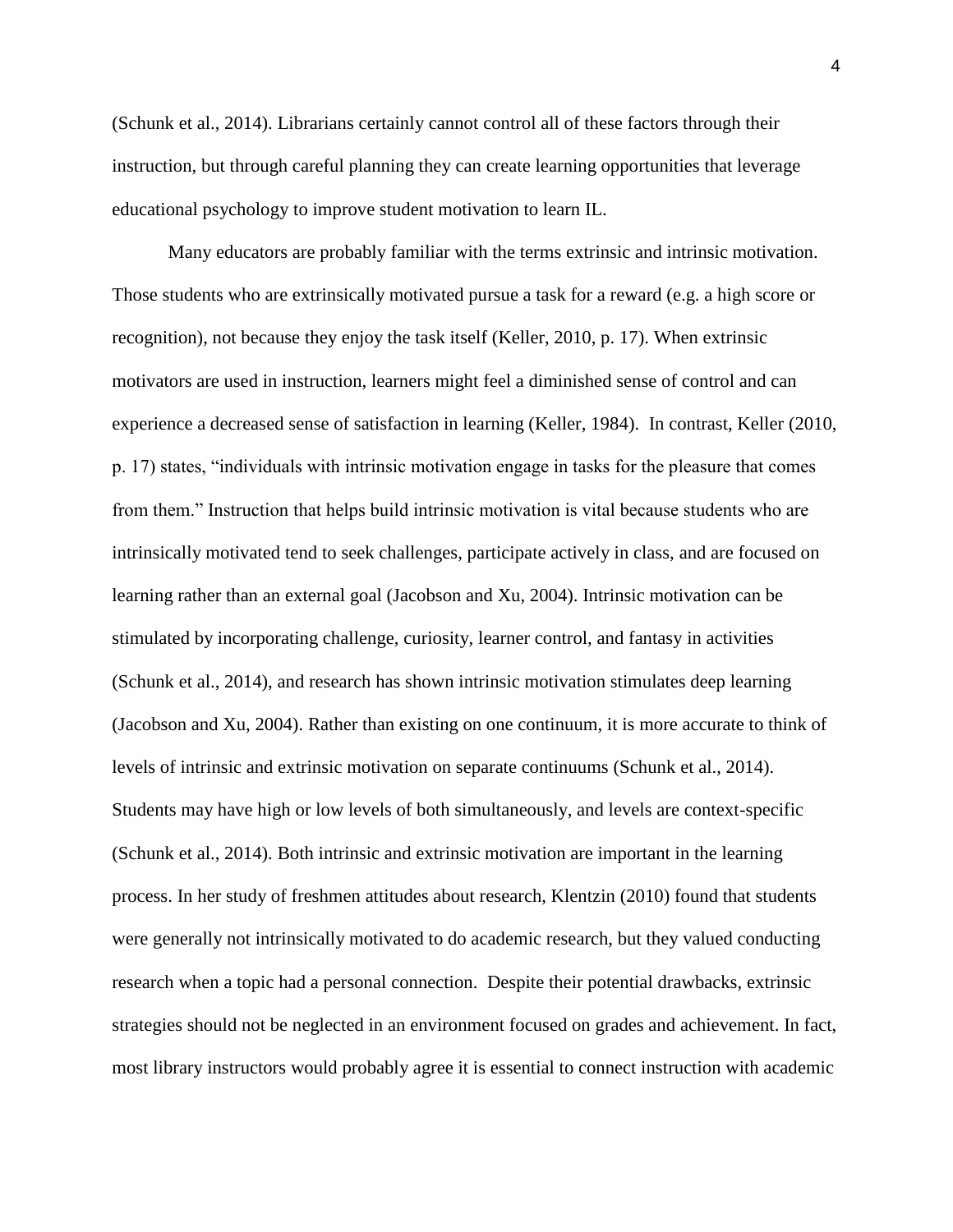(Schunk et al., 2014). Librarians certainly cannot control all of these factors through their instruction, but through careful planning they can create learning opportunities that leverage educational psychology to improve student motivation to learn IL.

Many educators are probably familiar with the terms extrinsic and intrinsic motivation. Those students who are extrinsically motivated pursue a task for a reward (e.g. a high score or recognition), not because they enjoy the task itself (Keller, 2010, p. 17). When extrinsic motivators are used in instruction, learners might feel a diminished sense of control and can experience a decreased sense of satisfaction in learning (Keller, 1984). In contrast, Keller (2010, p. 17) states, "individuals with intrinsic motivation engage in tasks for the pleasure that comes from them." Instruction that helps build intrinsic motivation is vital because students who are intrinsically motivated tend to seek challenges, participate actively in class, and are focused on learning rather than an external goal (Jacobson and Xu, 2004). Intrinsic motivation can be stimulated by incorporating challenge, curiosity, learner control, and fantasy in activities (Schunk et al., 2014), and research has shown intrinsic motivation stimulates deep learning (Jacobson and Xu, 2004). Rather than existing on one continuum, it is more accurate to think of levels of intrinsic and extrinsic motivation on separate continuums (Schunk et al., 2014). Students may have high or low levels of both simultaneously, and levels are context-specific (Schunk et al., 2014). Both intrinsic and extrinsic motivation are important in the learning process. In her study of freshmen attitudes about research, Klentzin (2010) found that students were generally not intrinsically motivated to do academic research, but they valued conducting research when a topic had a personal connection. Despite their potential drawbacks, extrinsic strategies should not be neglected in an environment focused on grades and achievement. In fact, most library instructors would probably agree it is essential to connect instruction with academic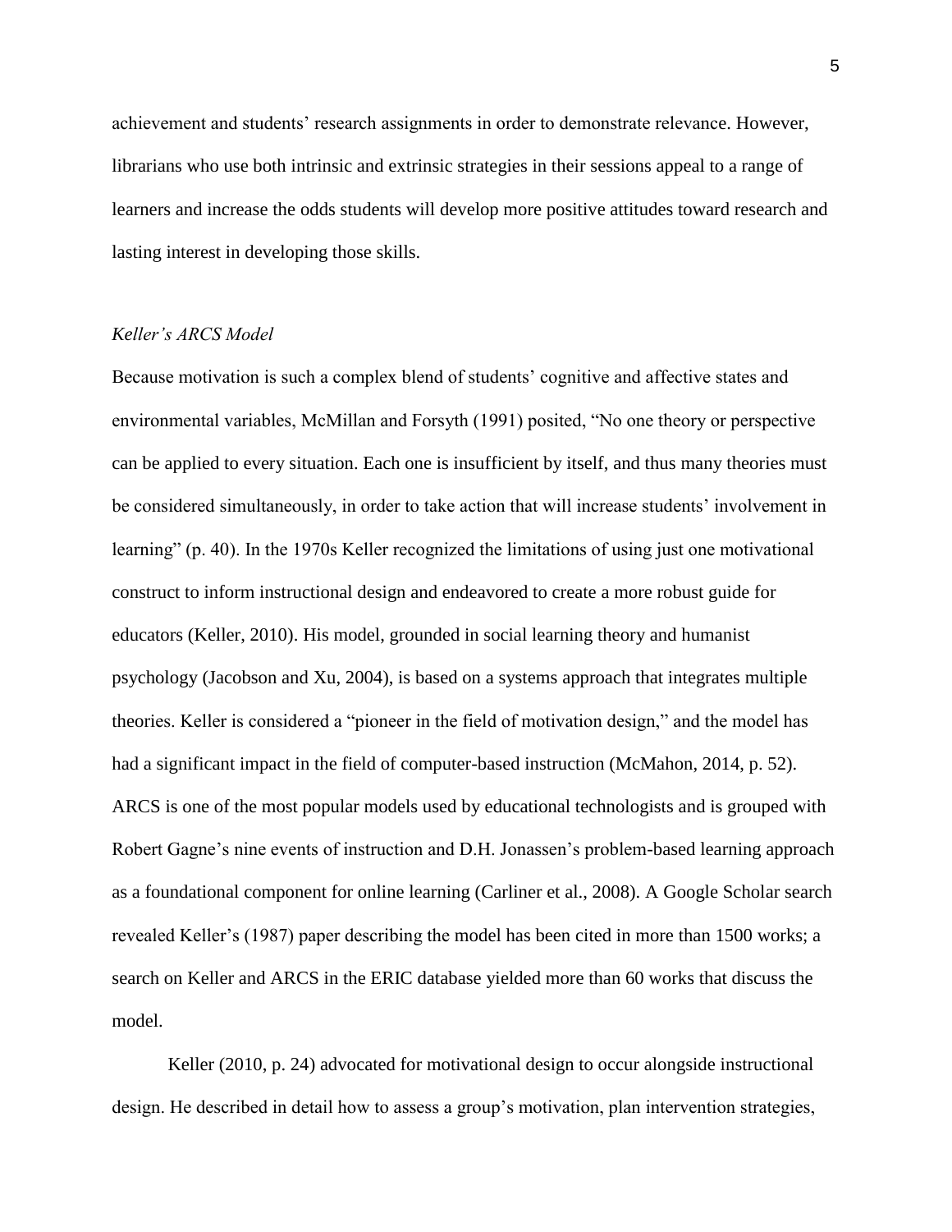achievement and students' research assignments in order to demonstrate relevance. However, librarians who use both intrinsic and extrinsic strategies in their sessions appeal to a range of learners and increase the odds students will develop more positive attitudes toward research and lasting interest in developing those skills.

### *Keller's ARCS Model*

Because motivation is such a complex blend of students' cognitive and affective states and environmental variables, McMillan and Forsyth (1991) posited, "No one theory or perspective can be applied to every situation. Each one is insufficient by itself, and thus many theories must be considered simultaneously, in order to take action that will increase students' involvement in learning" (p. 40). In the 1970s Keller recognized the limitations of using just one motivational construct to inform instructional design and endeavored to create a more robust guide for educators (Keller, 2010). His model, grounded in social learning theory and humanist psychology (Jacobson and Xu, 2004), is based on a systems approach that integrates multiple theories. Keller is considered a "pioneer in the field of motivation design," and the model has had a significant impact in the field of computer-based instruction (McMahon, 2014, p. 52). ARCS is one of the most popular models used by educational technologists and is grouped with Robert Gagne's nine events of instruction and D.H. Jonassen's problem-based learning approach as a foundational component for online learning (Carliner et al., 2008). A Google Scholar search revealed Keller's (1987) paper describing the model has been cited in more than 1500 works; a search on Keller and ARCS in the ERIC database yielded more than 60 works that discuss the model.

Keller (2010, p. 24) advocated for motivational design to occur alongside instructional design. He described in detail how to assess a group's motivation, plan intervention strategies,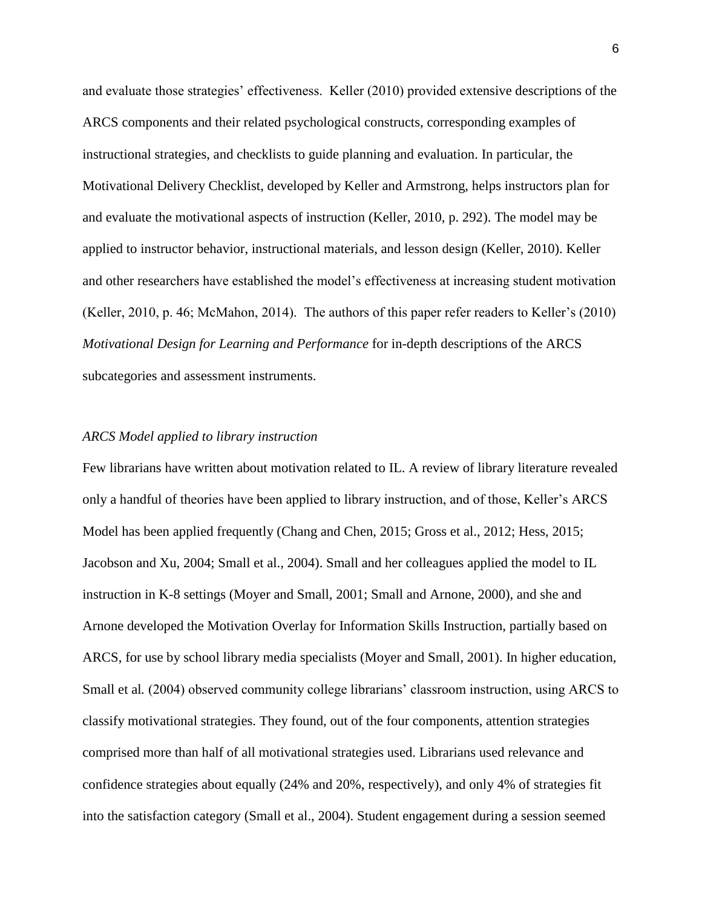and evaluate those strategies' effectiveness. Keller (2010) provided extensive descriptions of the ARCS components and their related psychological constructs, corresponding examples of instructional strategies, and checklists to guide planning and evaluation. In particular, the Motivational Delivery Checklist, developed by Keller and Armstrong, helps instructors plan for and evaluate the motivational aspects of instruction (Keller, 2010, p. 292). The model may be applied to instructor behavior, instructional materials, and lesson design (Keller, 2010). Keller and other researchers have established the model's effectiveness at increasing student motivation (Keller, 2010, p. 46; McMahon, 2014). The authors of this paper refer readers to Keller's (2010) *Motivational Design for Learning and Performance* for in-depth descriptions of the ARCS subcategories and assessment instruments.

### *ARCS Model applied to library instruction*

Few librarians have written about motivation related to IL. A review of library literature revealed only a handful of theories have been applied to library instruction, and of those, Keller's ARCS Model has been applied frequently (Chang and Chen, 2015; Gross et al., 2012; Hess, 2015; Jacobson and Xu, 2004; Small et al., 2004). Small and her colleagues applied the model to IL instruction in K-8 settings (Moyer and Small, 2001; Small and Arnone, 2000), and she and Arnone developed the Motivation Overlay for Information Skills Instruction, partially based on ARCS, for use by school library media specialists (Moyer and Small, 2001). In higher education, Small et al. (2004) observed community college librarians' classroom instruction, using ARCS to classify motivational strategies. They found, out of the four components, attention strategies comprised more than half of all motivational strategies used. Librarians used relevance and confidence strategies about equally (24% and 20%, respectively), and only 4% of strategies fit into the satisfaction category (Small et al., 2004). Student engagement during a session seemed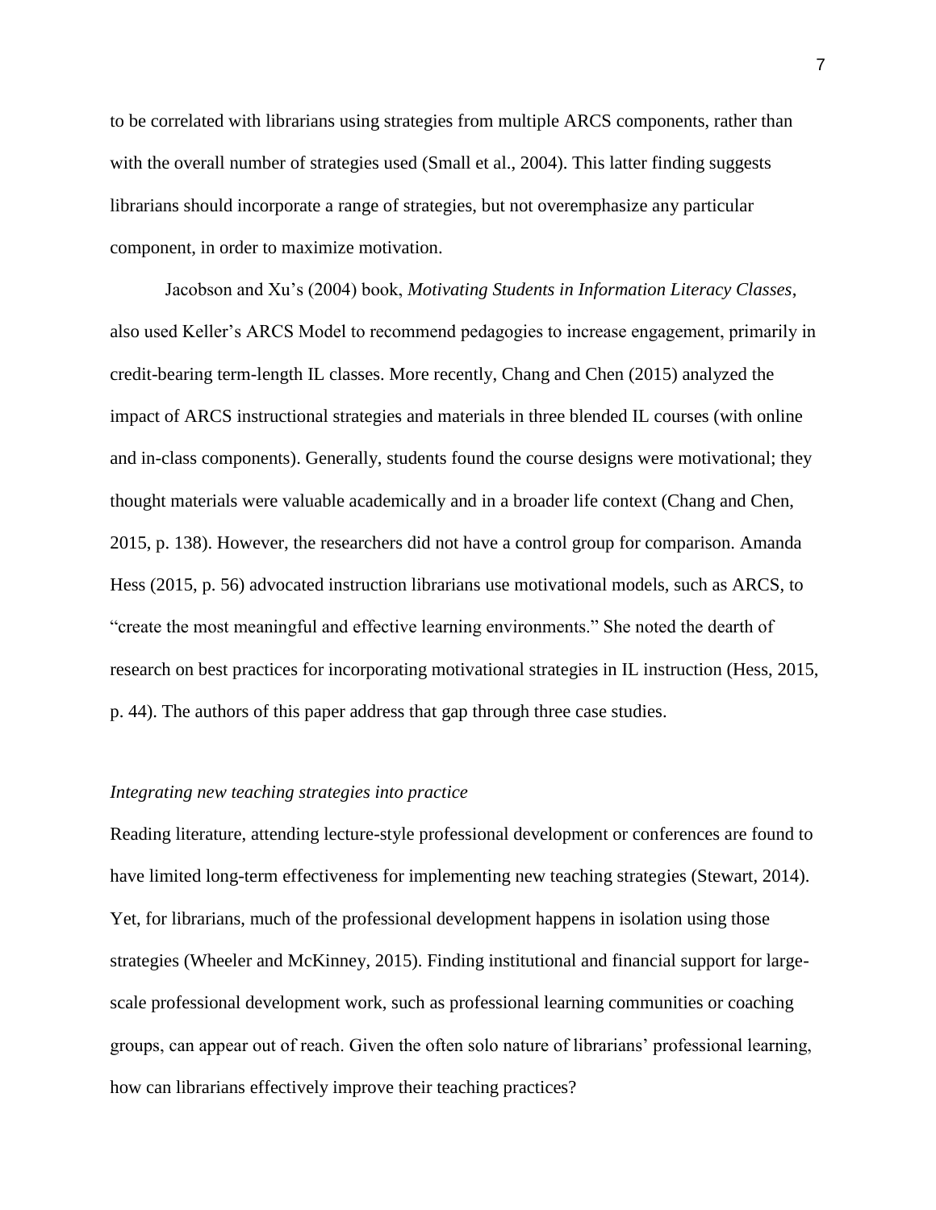to be correlated with librarians using strategies from multiple ARCS components, rather than with the overall number of strategies used (Small et al., 2004). This latter finding suggests librarians should incorporate a range of strategies, but not overemphasize any particular component, in order to maximize motivation.

Jacobson and Xu's (2004) book, *Motivating Students in Information Literacy Classes*, also used Keller's ARCS Model to recommend pedagogies to increase engagement, primarily in credit-bearing term-length IL classes. More recently, Chang and Chen (2015) analyzed the impact of ARCS instructional strategies and materials in three blended IL courses (with online and in-class components). Generally, students found the course designs were motivational; they thought materials were valuable academically and in a broader life context (Chang and Chen, 2015, p. 138). However, the researchers did not have a control group for comparison. Amanda Hess (2015, p. 56) advocated instruction librarians use motivational models, such as ARCS, to "create the most meaningful and effective learning environments." She noted the dearth of research on best practices for incorporating motivational strategies in IL instruction (Hess, 2015, p. 44). The authors of this paper address that gap through three case studies.

### *Integrating new teaching strategies into practice*

Reading literature, attending lecture-style professional development or conferences are found to have limited long-term effectiveness for implementing new teaching strategies (Stewart, 2014). Yet, for librarians, much of the professional development happens in isolation using those strategies (Wheeler and McKinney, 2015). Finding institutional and financial support for large-scale professional development work, such as professional learning communities or coaching groups, can appear out of reach. Given the often solo nature of librarians' professional learning, how can librarians effectively improve their teaching practices?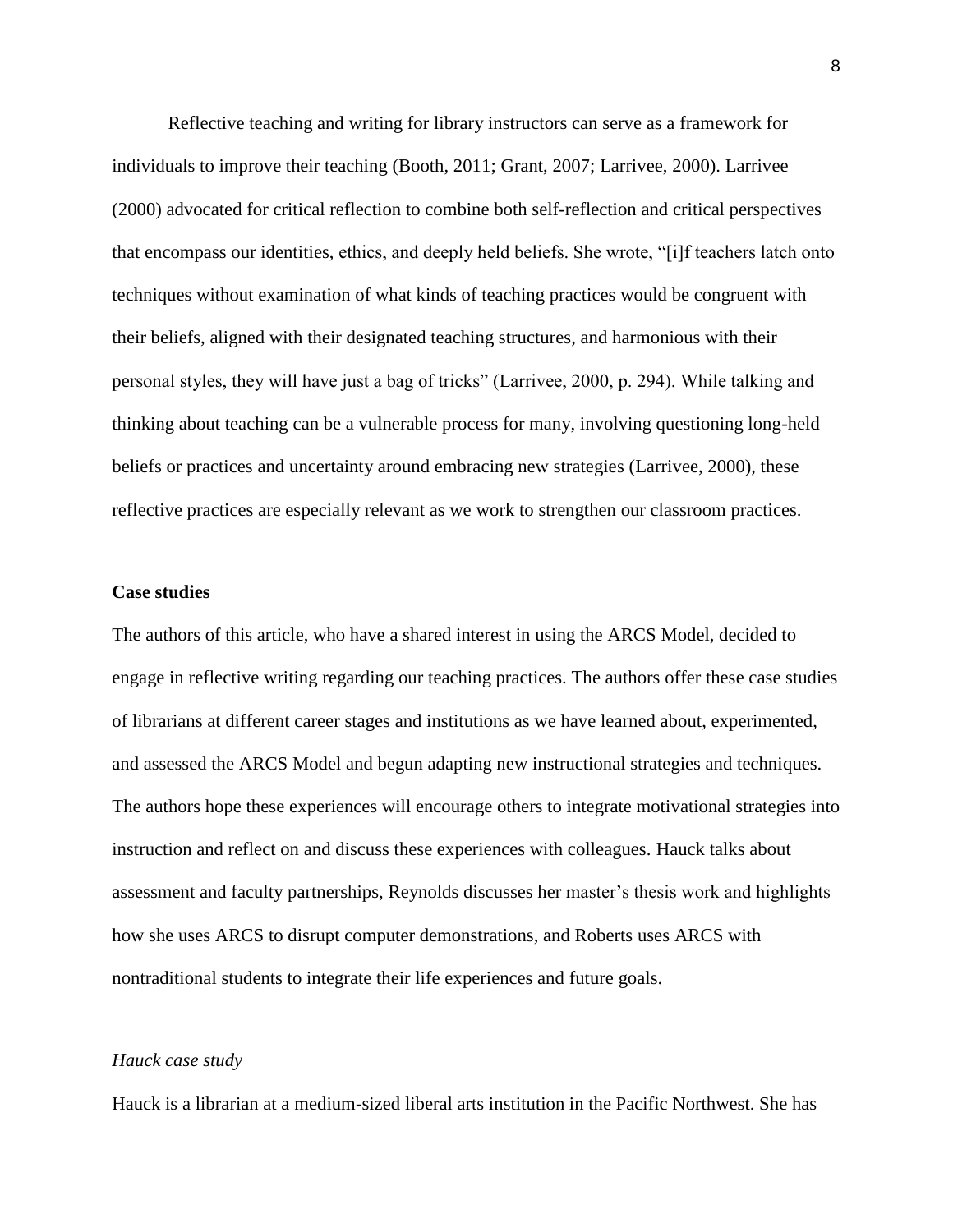Reflective teaching and writing for library instructors can serve as a framework for individuals to improve their teaching (Booth, 2011; Grant, 2007; Larrivee, 2000). Larrivee (2000) advocated for critical reflection to combine both self-reflection and critical perspectives that encompass our identities, ethics, and deeply held beliefs. She wrote, "[i]f teachers latch onto techniques without examination of what kinds of teaching practices would be congruent with their beliefs, aligned with their designated teaching structures, and harmonious with their personal styles, they will have just a bag of tricks" (Larrivee, 2000, p. 294). While talking and thinking about teaching can be a vulnerable process for many, involving questioning long-held beliefs or practices and uncertainty around embracing new strategies (Larrivee, 2000), these reflective practices are especially relevant as we work to strengthen our classroom practices.

**Case studies**

The authors of this article, who have a shared interest in using the ARCS Model, decided to engage in reflective writing regarding our teaching practices. The authors offer these case studies of librarians at different career stages and institutions as we have learned about, experimented, and assessed the ARCS Model and begun adapting new instructional strategies and techniques. The authors hope these experiences will encourage others to integrate motivational strategies into instruction and reflect on and discuss these experiences with colleagues. Hauck talks about assessment and faculty partnerships, Reynolds discusses her master's thesis work and highlights how she uses ARCS to disrupt computer demonstrations, and Roberts uses ARCS with nontraditional students to integrate their life experiences and future goals.

*Hauck case study*

Hauck is a librarian at a medium-sized liberal arts institution in the Pacific Northwest. She has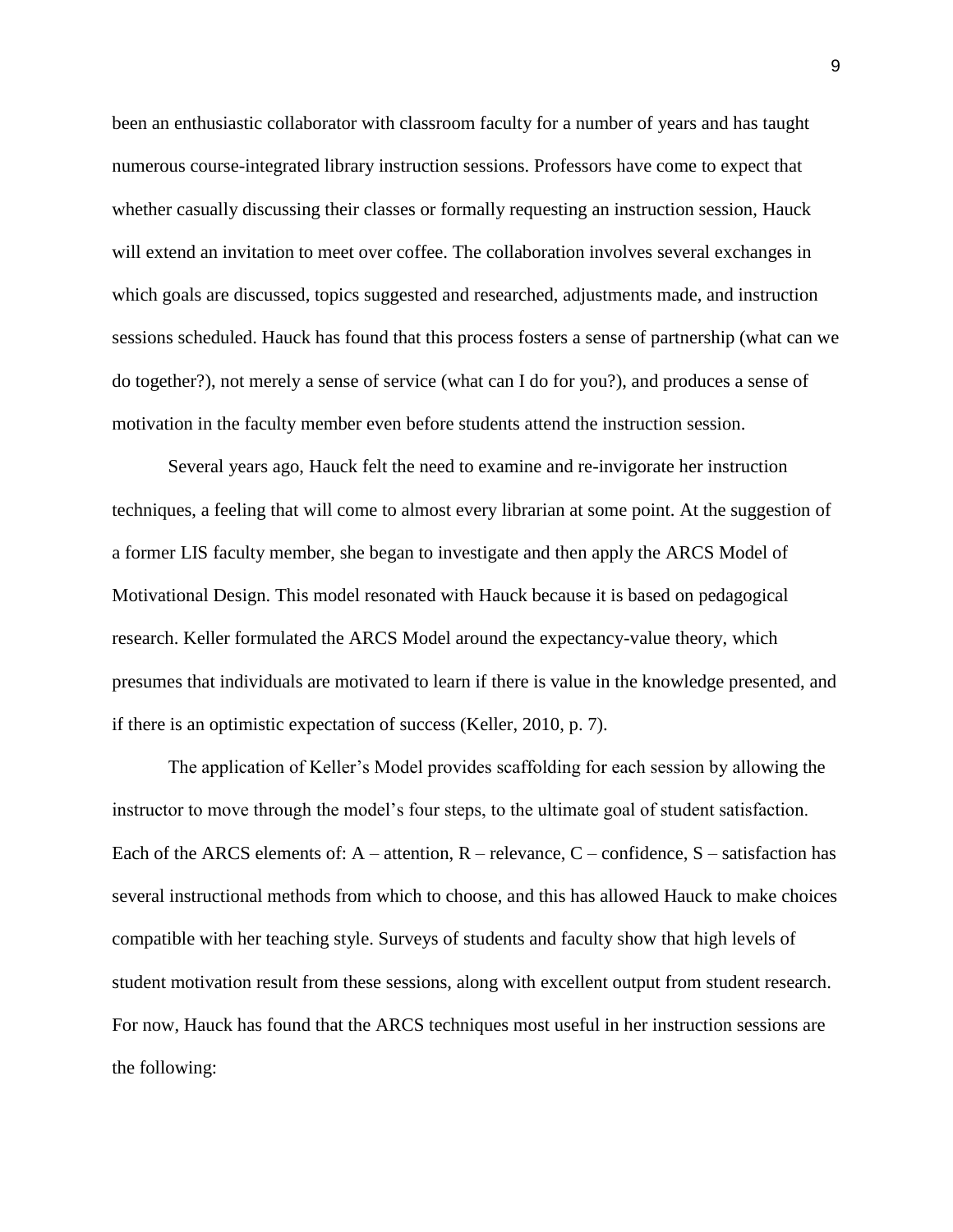been an enthusiastic collaborator with classroom faculty for a number of years and has taught numerous course-integrated library instruction sessions. Professors have come to expect that whether casually discussing their classes or formally requesting an instruction session, Hauck will extend an invitation to meet over coffee. The collaboration involves several exchanges in which goals are discussed, topics suggested and researched, adjustments made, and instruction sessions scheduled. Hauck has found that this process fosters a sense of partnership (what can we do together?), not merely a sense of service (what can I do for you?), and produces a sense of motivation in the faculty member even before students attend the instruction session.

Several years ago, Hauck felt the need to examine and re-invigorate her instruction techniques, a feeling that will come to almost every librarian at some point. At the suggestion of a former LIS faculty member, she began to investigate and then apply the ARCS Model of Motivational Design. This model resonated with Hauck because it is based on pedagogical research. Keller formulated the ARCS Model around the expectancy-value theory, which presumes that individuals are motivated to learn if there is value in the knowledge presented, and if there is an optimistic expectation of success (Keller, 2010, p. 7).

The application of Keller's Model provides scaffolding for each session by allowing the instructor to move through the model's four steps, to the ultimate goal of student satisfaction. Each of the ARCS elements of: A – attention, R – relevance, C – confidence, S – satisfaction has several instructional methods from which to choose, and this has allowed Hauck to make choices compatible with her teaching style. Surveys of students and faculty show that high levels of student motivation result from these sessions, along with excellent output from student research. For now, Hauck has found that the ARCS techniques most useful in her instruction sessions are the following: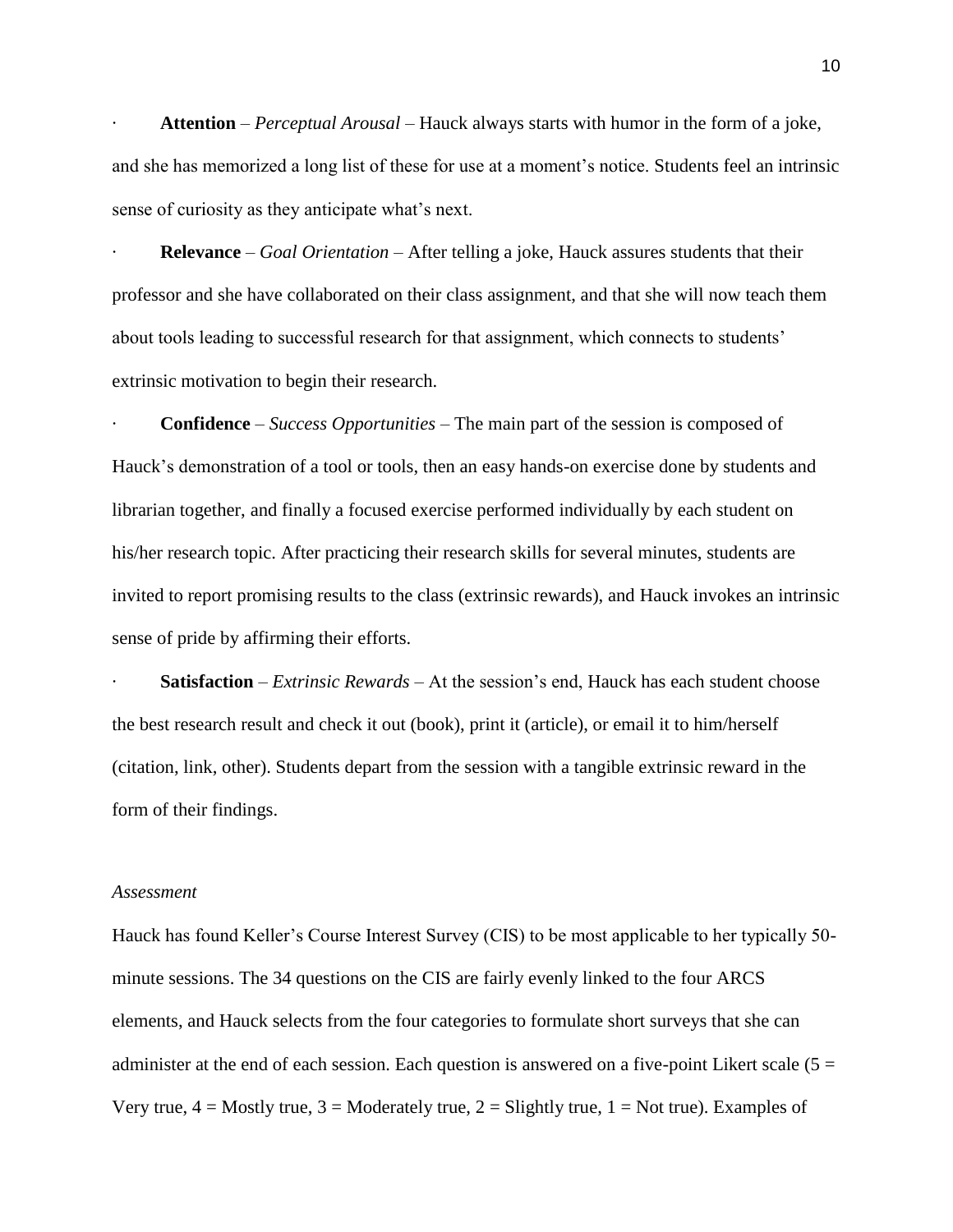- **Attention** – *Perceptual Arousal* – Hauck always starts with humor in the form of a joke, and she has memorized a long list of these for use at a moment's notice. Students feel an intrinsic sense of curiosity as they anticipate what's next.
- **Relevance** – *Goal Orientation* – After telling a joke, Hauck assures students that their professor and she have collaborated on their class assignment, and that she will now teach them about tools leading to successful research for that assignment, which connects to students' extrinsic motivation to begin their research.
- **Confidence** – *Success Opportunities* – The main part of the session is composed of Hauck's demonstration of a tool or tools, then an easy hands-on exercise done by students and librarian together, and finally a focused exercise performed individually by each student on his/her research topic. After practicing their research skills for several minutes, students are invited to report promising results to the class (extrinsic rewards), and Hauck invokes an intrinsic sense of pride by affirming their efforts.
- **Satisfaction** – *Extrinsic Rewards* – At the session's end, Hauck has each student choose the best research result and check it out (book), print it (article), or email it to him/herself (citation, link, other). Students depart from the session with a tangible extrinsic reward in the form of their findings.

*Assessment*

Hauck has found Keller's Course Interest Survey (CIS) to be most applicable to her typically 50-minute sessions. The 34 questions on the CIS are fairly evenly linked to the four ARCS elements, and Hauck selects from the four categories to formulate short surveys that she can administer at the end of each session. Each question is answered on a five-point Likert scale (5 = Very true, 4 = Mostly true, 3 = Moderately true, 2 = Slightly true, 1 = Not true). Examples of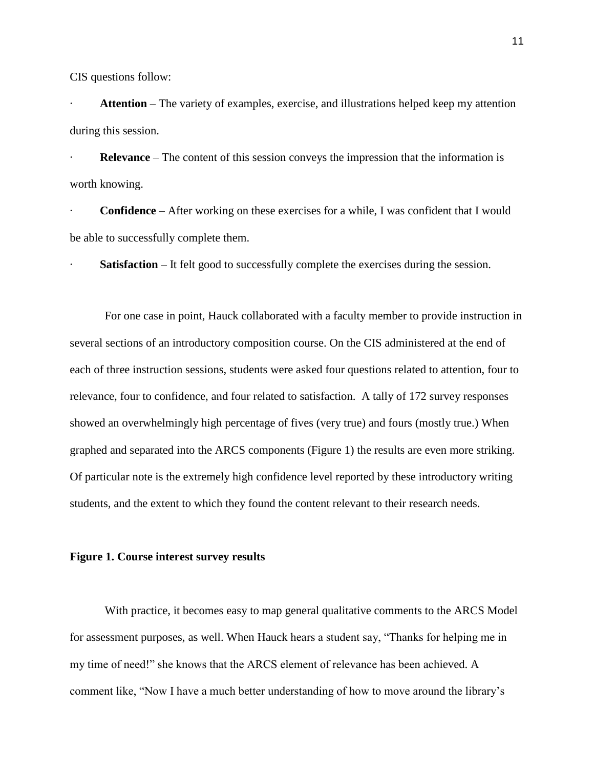CIS questions follow:

- **Attention** – The variety of examples, exercise, and illustrations helped keep my attention during this session.
- **Relevance** – The content of this session conveys the impression that the information is worth knowing.
- **Confidence** – After working on these exercises for a while, I was confident that I would be able to successfully complete them.
- **Satisfaction** – It felt good to successfully complete the exercises during the session.

For one case in point, Hauck collaborated with a faculty member to provide instruction in several sections of an introductory composition course. On the CIS administered at the end of each of three instruction sessions, students were asked four questions related to attention, four to relevance, four to confidence, and four related to satisfaction. A tally of 172 survey responses showed an overwhelmingly high percentage of fives (very true) and fours (mostly true.) When graphed and separated into the ARCS components (Figure 1) the results are even more striking. Of particular note is the extremely high confidence level reported by these introductory writing students, and the extent to which they found the content relevant to their research needs.

**Figure 1. Course interest survey results**

With practice, it becomes easy to map general qualitative comments to the ARCS Model for assessment purposes, as well. When Hauck hears a student say, "Thanks for helping me in my time of need!" she knows that the ARCS element of relevance has been achieved. A comment like, "Now I have a much better understanding of how to move around the library's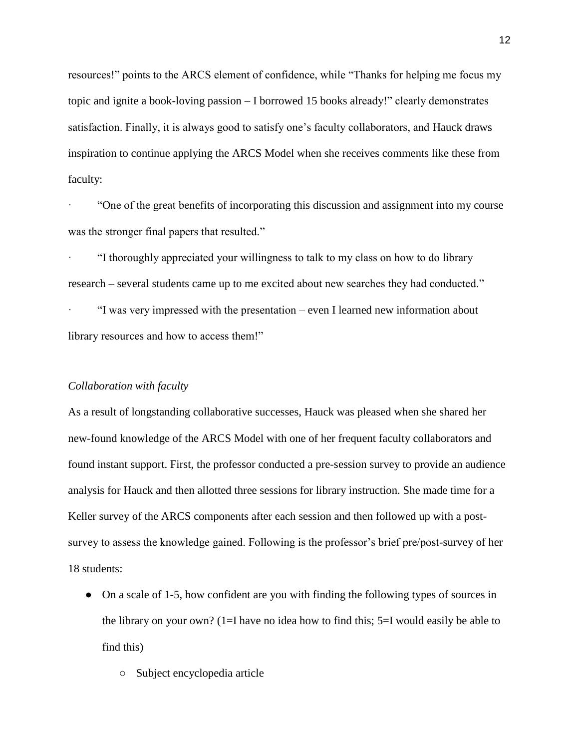resources!" points to the ARCS element of confidence, while "Thanks for helping me focus my topic and ignite a book-loving passion – I borrowed 15 books already!" clearly demonstrates satisfaction. Finally, it is always good to satisfy one's faculty collaborators, and Hauck draws inspiration to continue applying the ARCS Model when she receives comments like these from faculty:

· "One of the great benefits of incorporating this discussion and assignment into my course was the stronger final papers that resulted."

· "I thoroughly appreciated your willingness to talk to my class on how to do library research – several students came up to me excited about new searches they had conducted."

· "I was very impressed with the presentation – even I learned new information about library resources and how to access them!"

*Collaboration with faculty*

As a result of longstanding collaborative successes, Hauck was pleased when she shared her new-found knowledge of the ARCS Model with one of her frequent faculty collaborators and found instant support. First, the professor conducted a pre-session survey to provide an audience analysis for Hauck and then allotted three sessions for library instruction. She made time for a Keller survey of the ARCS components after each session and then followed up with a post-survey to assess the knowledge gained. Following is the professor's brief pre/post-survey of her 18 students:

- On a scale of 1-5, how confident are you with finding the following types of sources in the library on your own? (1=I have no idea how to find this; 5=I would easily be able to find this)
    - Subject encyclopedia article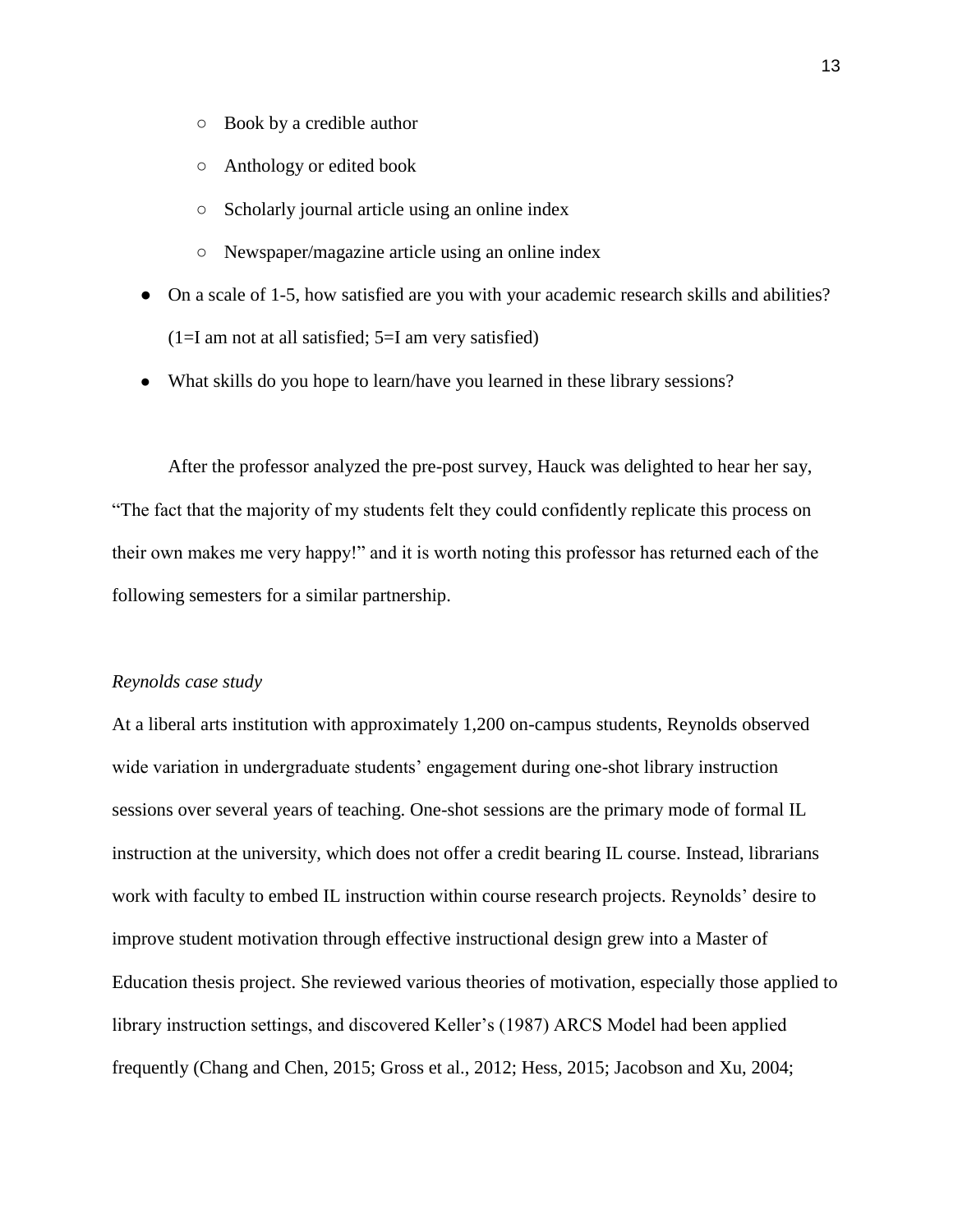- Book by a credible author
    - Anthology or edited book
    - Scholarly journal article using an online index
    - Newspaper/magazine article using an online index
- On a scale of 1-5, how satisfied are you with your academic research skills and abilities? (1=I am not at all satisfied; 5=I am very satisfied)
- What skills do you hope to learn/have you learned in these library sessions?

After the professor analyzed the pre-post survey, Hauck was delighted to hear her say, "The fact that the majority of my students felt they could confidently replicate this process on their own makes me very happy!" and it is worth noting this professor has returned each of the following semesters for a similar partnership.

*Reynolds case study*

At a liberal arts institution with approximately 1,200 on-campus students, Reynolds observed wide variation in undergraduate students' engagement during one-shot library instruction sessions over several years of teaching. One-shot sessions are the primary mode of formal IL instruction at the university, which does not offer a credit bearing IL course. Instead, librarians work with faculty to embed IL instruction within course research projects. Reynolds' desire to improve student motivation through effective instructional design grew into a Master of Education thesis project. She reviewed various theories of motivation, especially those applied to library instruction settings, and discovered Keller's (1987) ARCS Model had been applied frequently (Chang and Chen, 2015; Gross et al., 2012; Hess, 2015; Jacobson and Xu, 2004;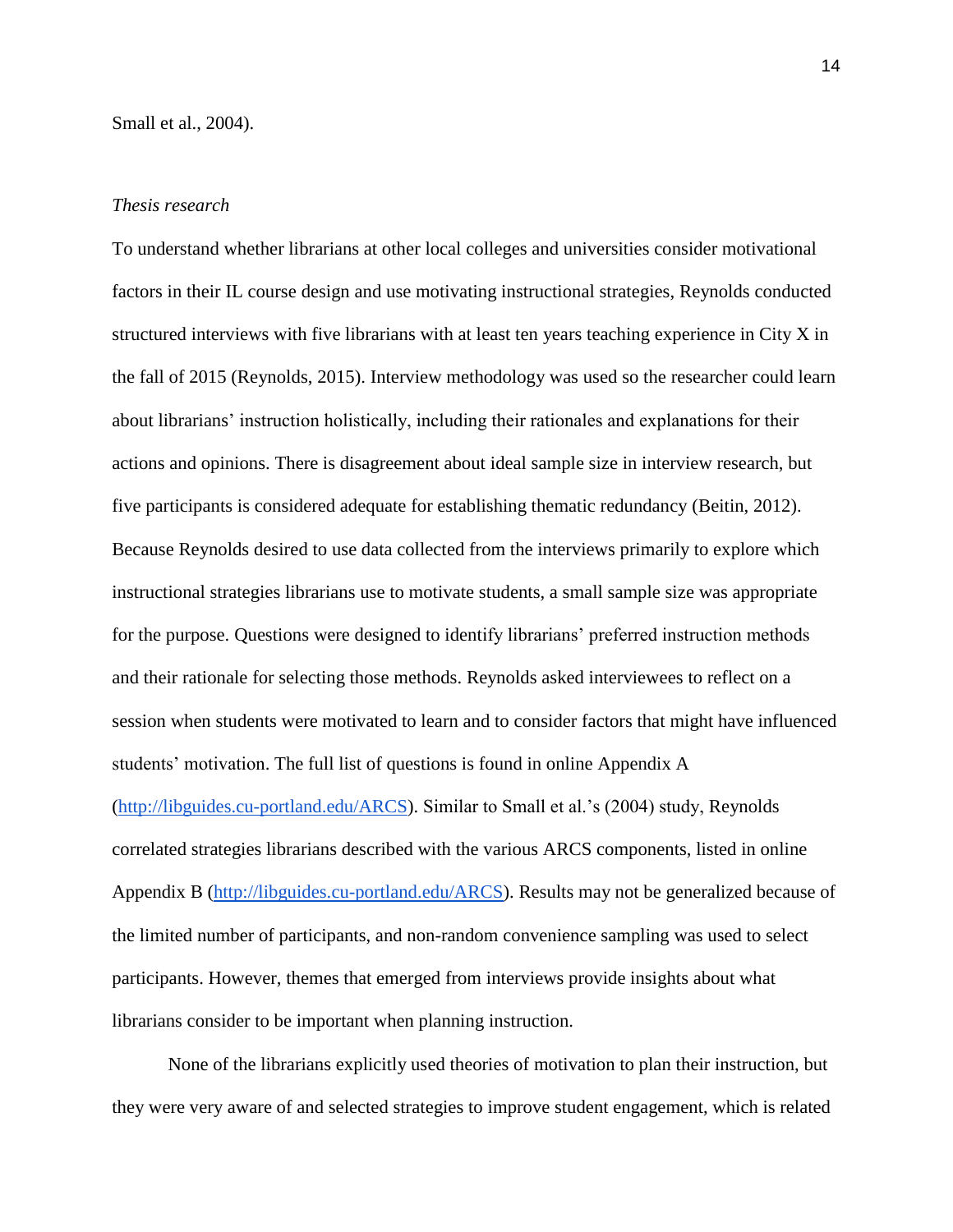Small et al., 2004).

*Thesis research*

To understand whether librarians at other local colleges and universities consider motivational factors in their IL course design and use motivating instructional strategies, Reynolds conducted structured interviews with five librarians with at least ten years teaching experience in City X in the fall of 2015 (Reynolds, 2015). Interview methodology was used so the researcher could learn about librarians' instruction holistically, including their rationales and explanations for their actions and opinions. There is disagreement about ideal sample size in interview research, but five participants is considered adequate for establishing thematic redundancy (Beitin, 2012). Because Reynolds desired to use data collected from the interviews primarily to explore which instructional strategies librarians use to motivate students, a small sample size was appropriate for the purpose. Questions were designed to identify librarians' preferred instruction methods and their rationale for selecting those methods. Reynolds asked interviewees to reflect on a session when students were motivated to learn and to consider factors that might have influenced students' motivation. The full list of questions is found in online Appendix A (http://libguides.cu-portland.edu/ARCS). Similar to Small et al.'s (2004) study, Reynolds correlated strategies librarians described with the various ARCS components, listed in online Appendix B (http://libguides.cu-portland.edu/ARCS). Results may not be generalized because of the limited number of participants, and non-random convenience sampling was used to select participants. However, themes that emerged from interviews provide insights about what librarians consider to be important when planning instruction.

None of the librarians explicitly used theories of motivation to plan their instruction, but they were very aware of and selected strategies to improve student engagement, which is related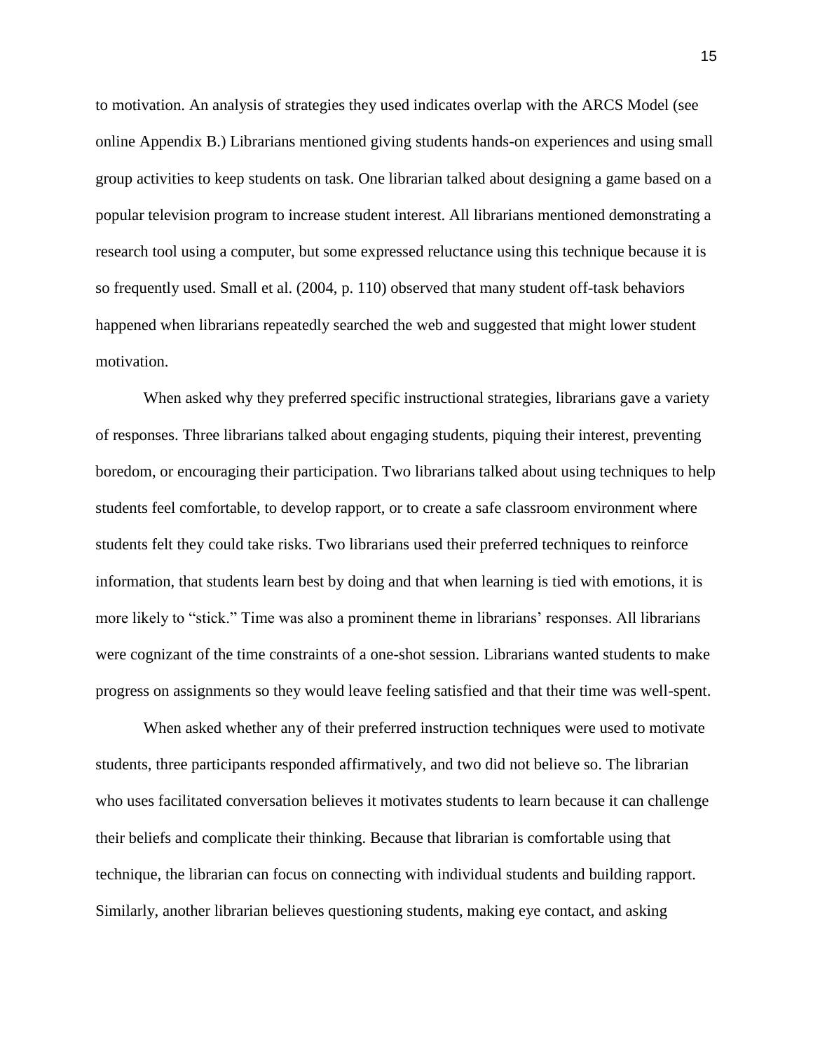to motivation. An analysis of strategies they used indicates overlap with the ARCS Model (see online Appendix B.) Librarians mentioned giving students hands-on experiences and using small group activities to keep students on task. One librarian talked about designing a game based on a popular television program to increase student interest. All librarians mentioned demonstrating a research tool using a computer, but some expressed reluctance using this technique because it is so frequently used. Small et al. (2004, p. 110) observed that many student off-task behaviors happened when librarians repeatedly searched the web and suggested that might lower student motivation.

When asked why they preferred specific instructional strategies, librarians gave a variety of responses. Three librarians talked about engaging students, piquing their interest, preventing boredom, or encouraging their participation. Two librarians talked about using techniques to help students feel comfortable, to develop rapport, or to create a safe classroom environment where students felt they could take risks. Two librarians used their preferred techniques to reinforce information, that students learn best by doing and that when learning is tied with emotions, it is more likely to "stick." Time was also a prominent theme in librarians' responses. All librarians were cognizant of the time constraints of a one-shot session. Librarians wanted students to make progress on assignments so they would leave feeling satisfied and that their time was well-spent.

When asked whether any of their preferred instruction techniques were used to motivate students, three participants responded affirmatively, and two did not believe so. The librarian who uses facilitated conversation believes it motivates students to learn because it can challenge their beliefs and complicate their thinking. Because that librarian is comfortable using that technique, the librarian can focus on connecting with individual students and building rapport. Similarly, another librarian believes questioning students, making eye contact, and asking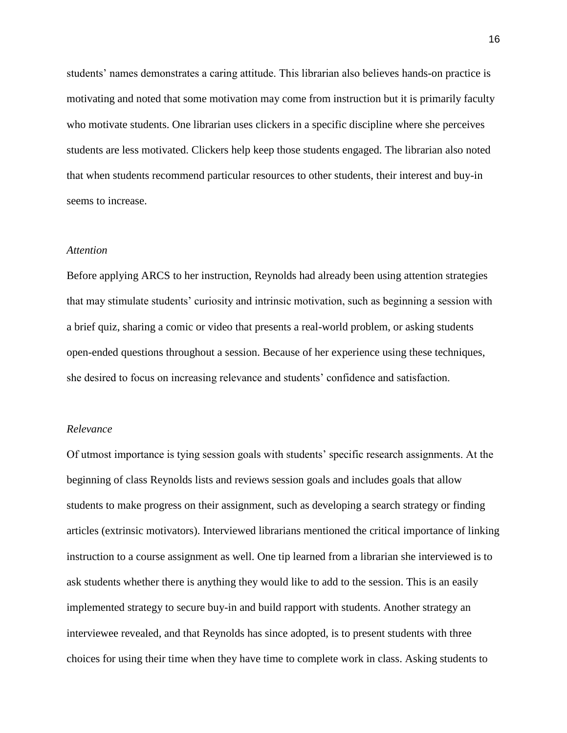students' names demonstrates a caring attitude. This librarian also believes hands-on practice is motivating and noted that some motivation may come from instruction but it is primarily faculty who motivate students. One librarian uses clickers in a specific discipline where she perceives students are less motivated. Clickers help keep those students engaged. The librarian also noted that when students recommend particular resources to other students, their interest and buy-in seems to increase.

### *Attention*

Before applying ARCS to her instruction, Reynolds had already been using attention strategies that may stimulate students' curiosity and intrinsic motivation, such as beginning a session with a brief quiz, sharing a comic or video that presents a real-world problem, or asking students open-ended questions throughout a session. Because of her experience using these techniques, she desired to focus on increasing relevance and students' confidence and satisfaction.

### *Relevance*

Of utmost importance is tying session goals with students' specific research assignments. At the beginning of class Reynolds lists and reviews session goals and includes goals that allow students to make progress on their assignment, such as developing a search strategy or finding articles (extrinsic motivators). Interviewed librarians mentioned the critical importance of linking instruction to a course assignment as well. One tip learned from a librarian she interviewed is to ask students whether there is anything they would like to add to the session. This is an easily implemented strategy to secure buy-in and build rapport with students. Another strategy an interviewee revealed, and that Reynolds has since adopted, is to present students with three choices for using their time when they have time to complete work in class. Asking students to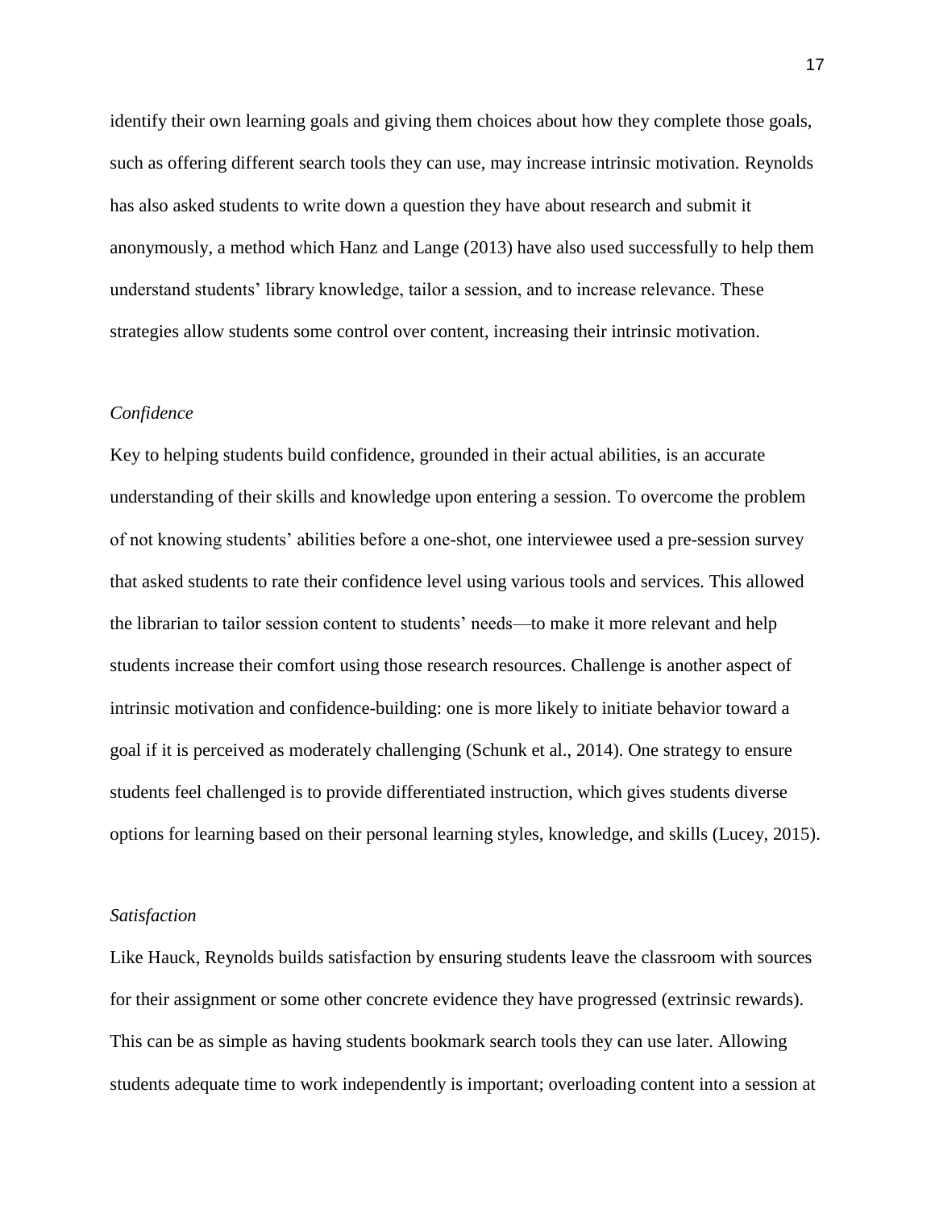identify their own learning goals and giving them choices about how they complete those goals, such as offering different search tools they can use, may increase intrinsic motivation. Reynolds has also asked students to write down a question they have about research and submit it anonymously, a method which Hanz and Lange (2013) have also used successfully to help them understand students' library knowledge, tailor a session, and to increase relevance. These strategies allow students some control over content, increasing their intrinsic motivation.

### *Confidence*

Key to helping students build confidence, grounded in their actual abilities, is an accurate understanding of their skills and knowledge upon entering a session. To overcome the problem of not knowing students' abilities before a one-shot, one interviewee used a pre-session survey that asked students to rate their confidence level using various tools and services. This allowed the librarian to tailor session content to students' needs—to make it more relevant and help students increase their comfort using those research resources. Challenge is another aspect of intrinsic motivation and confidence-building: one is more likely to initiate behavior toward a goal if it is perceived as moderately challenging (Schunk et al., 2014). One strategy to ensure students feel challenged is to provide differentiated instruction, which gives students diverse options for learning based on their personal learning styles, knowledge, and skills (Lucey, 2015).

### *Satisfaction*

Like Hauck, Reynolds builds satisfaction by ensuring students leave the classroom with sources for their assignment or some other concrete evidence they have progressed (extrinsic rewards). This can be as simple as having students bookmark search tools they can use later. Allowing students adequate time to work independently is important; overloading content into a session at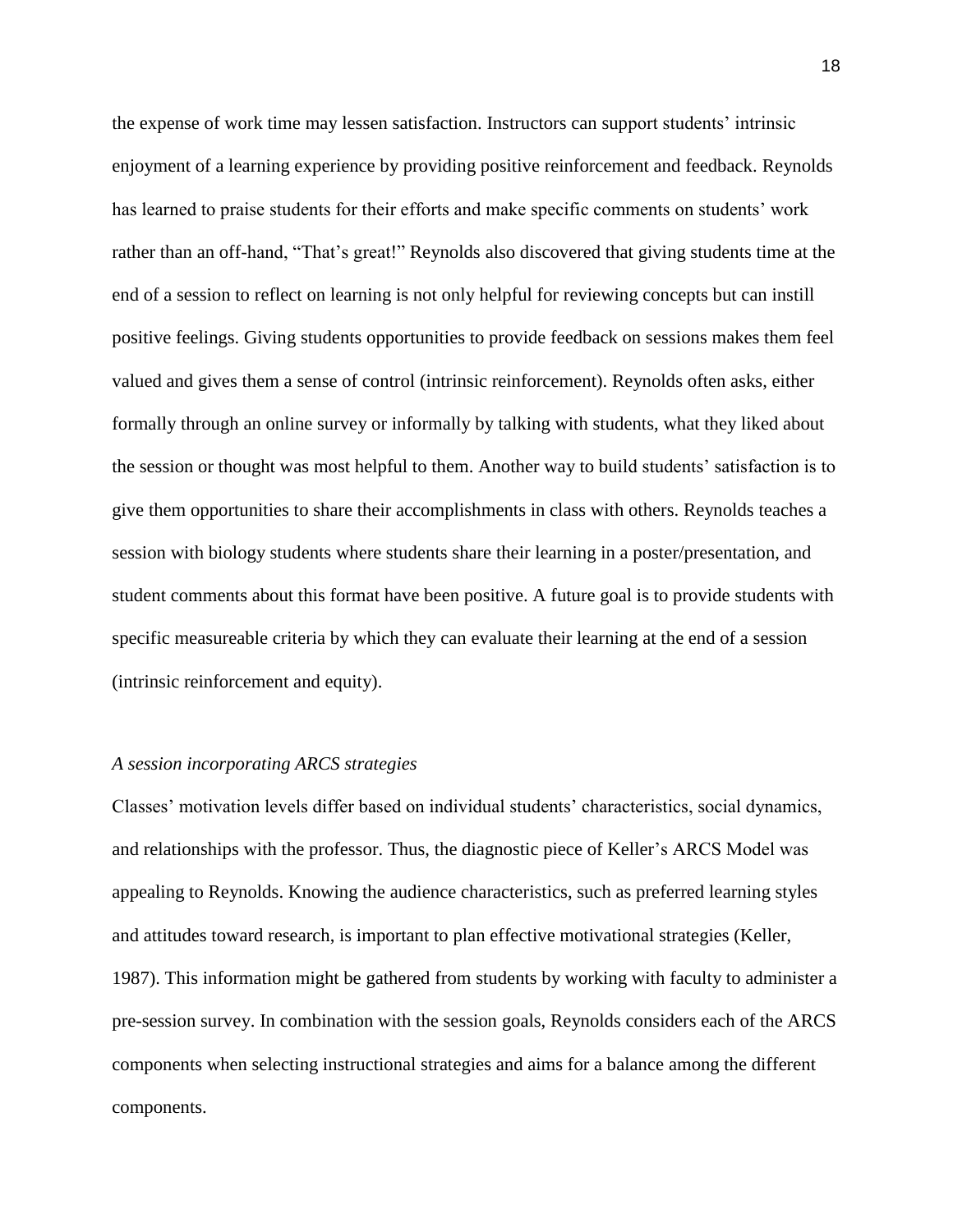the expense of work time may lessen satisfaction. Instructors can support students' intrinsic enjoyment of a learning experience by providing positive reinforcement and feedback. Reynolds has learned to praise students for their efforts and make specific comments on students' work rather than an off-hand, "That's great!" Reynolds also discovered that giving students time at the end of a session to reflect on learning is not only helpful for reviewing concepts but can instill positive feelings. Giving students opportunities to provide feedback on sessions makes them feel valued and gives them a sense of control (intrinsic reinforcement). Reynolds often asks, either formally through an online survey or informally by talking with students, what they liked about the session or thought was most helpful to them. Another way to build students' satisfaction is to give them opportunities to share their accomplishments in class with others. Reynolds teaches a session with biology students where students share their learning in a poster/presentation, and student comments about this format have been positive. A future goal is to provide students with specific measureable criteria by which they can evaluate their learning at the end of a session (intrinsic reinforcement and equity).

*A session incorporating ARCS strategies*

Classes' motivation levels differ based on individual students' characteristics, social dynamics, and relationships with the professor. Thus, the diagnostic piece of Keller's ARCS Model was appealing to Reynolds. Knowing the audience characteristics, such as preferred learning styles and attitudes toward research, is important to plan effective motivational strategies (Keller, 1987). This information might be gathered from students by working with faculty to administer a pre-session survey. In combination with the session goals, Reynolds considers each of the ARCS components when selecting instructional strategies and aims for a balance among the different components.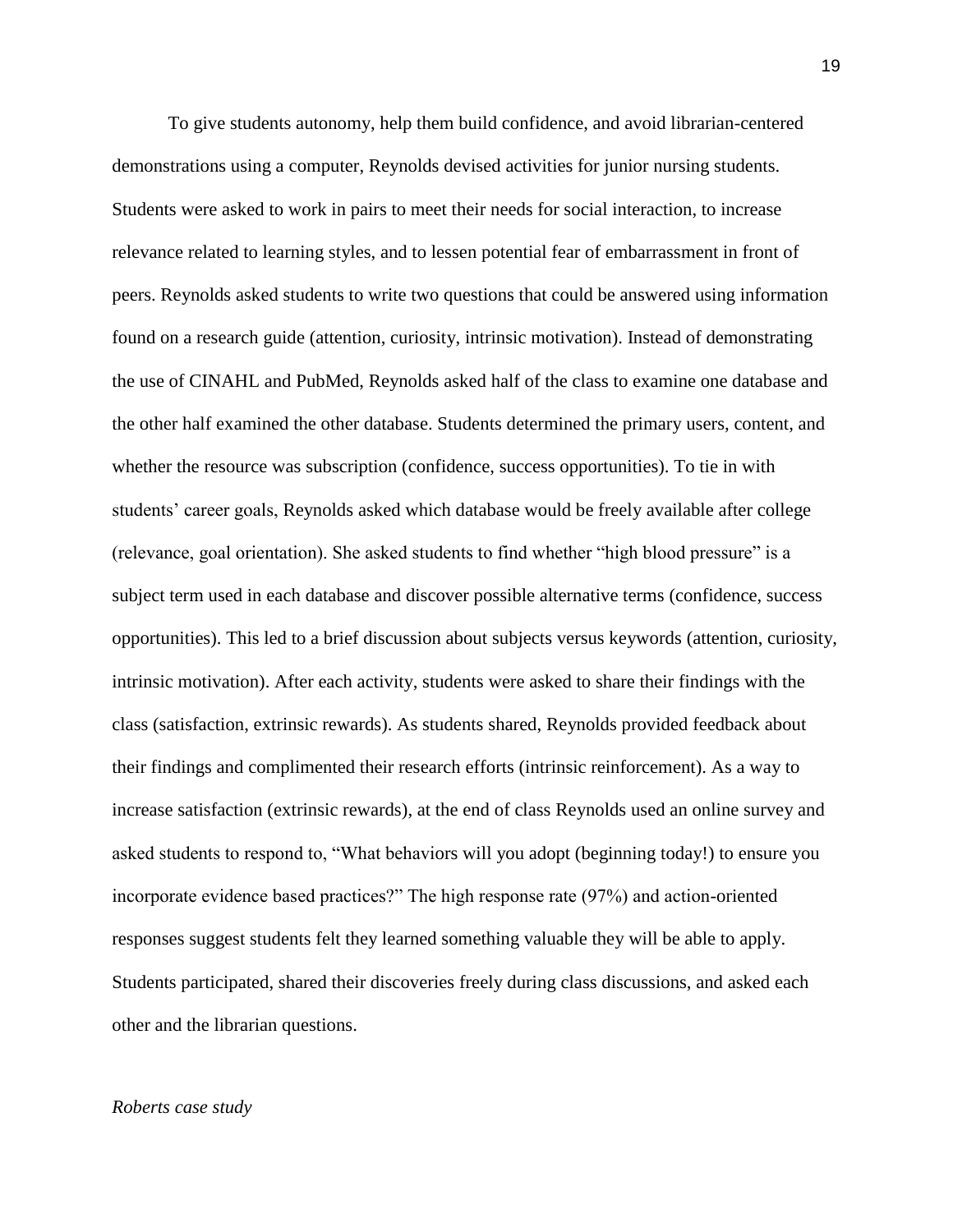To give students autonomy, help them build confidence, and avoid librarian-centered demonstrations using a computer, Reynolds devised activities for junior nursing students. Students were asked to work in pairs to meet their needs for social interaction, to increase relevance related to learning styles, and to lessen potential fear of embarrassment in front of peers. Reynolds asked students to write two questions that could be answered using information found on a research guide (attention, curiosity, intrinsic motivation). Instead of demonstrating the use of CINAHL and PubMed, Reynolds asked half of the class to examine one database and the other half examined the other database. Students determined the primary users, content, and whether the resource was subscription (confidence, success opportunities). To tie in with students' career goals, Reynolds asked which database would be freely available after college (relevance, goal orientation). She asked students to find whether "high blood pressure" is a subject term used in each database and discover possible alternative terms (confidence, success opportunities). This led to a brief discussion about subjects versus keywords (attention, curiosity, intrinsic motivation). After each activity, students were asked to share their findings with the class (satisfaction, extrinsic rewards). As students shared, Reynolds provided feedback about their findings and complimented their research efforts (intrinsic reinforcement). As a way to increase satisfaction (extrinsic rewards), at the end of class Reynolds used an online survey and asked students to respond to, "What behaviors will you adopt (beginning today!) to ensure you incorporate evidence based practices?" The high response rate (97%) and action-oriented responses suggest students felt they learned something valuable they will be able to apply. Students participated, shared their discoveries freely during class discussions, and asked each other and the librarian questions.

*Roberts case study*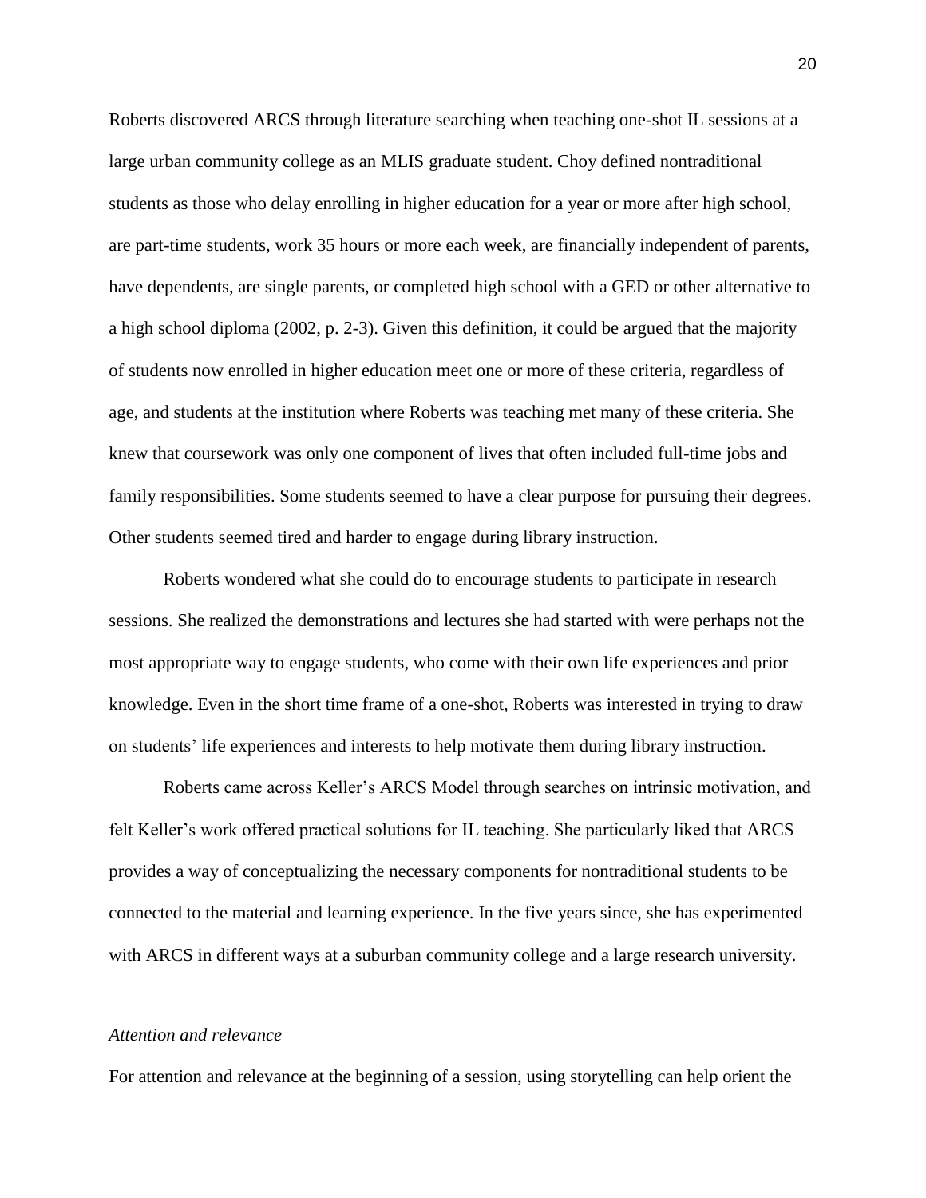Roberts discovered ARCS through literature searching when teaching one-shot IL sessions at a large urban community college as an MLIS graduate student. Choy defined nontraditional students as those who delay enrolling in higher education for a year or more after high school, are part-time students, work 35 hours or more each week, are financially independent of parents, have dependents, are single parents, or completed high school with a GED or other alternative to a high school diploma (2002, p. 2-3). Given this definition, it could be argued that the majority of students now enrolled in higher education meet one or more of these criteria, regardless of age, and students at the institution where Roberts was teaching met many of these criteria. She knew that coursework was only one component of lives that often included full-time jobs and family responsibilities. Some students seemed to have a clear purpose for pursuing their degrees. Other students seemed tired and harder to engage during library instruction.

Roberts wondered what she could do to encourage students to participate in research sessions. She realized the demonstrations and lectures she had started with were perhaps not the most appropriate way to engage students, who come with their own life experiences and prior knowledge. Even in the short time frame of a one-shot, Roberts was interested in trying to draw on students' life experiences and interests to help motivate them during library instruction.

Roberts came across Keller's ARCS Model through searches on intrinsic motivation, and felt Keller's work offered practical solutions for IL teaching. She particularly liked that ARCS provides a way of conceptualizing the necessary components for nontraditional students to be connected to the material and learning experience. In the five years since, she has experimented with ARCS in different ways at a suburban community college and a large research university.

*Attention and relevance*

For attention and relevance at the beginning of a session, using storytelling can help orient the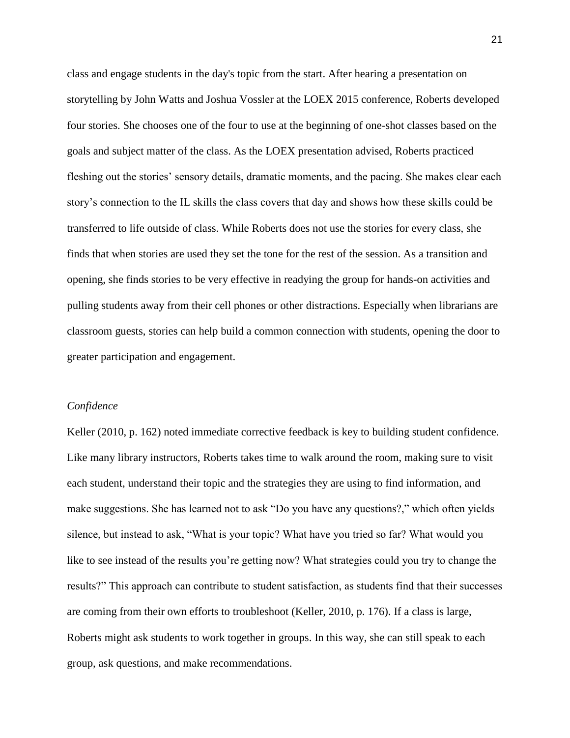class and engage students in the day's topic from the start. After hearing a presentation on storytelling by John Watts and Joshua Vossler at the LOEX 2015 conference, Roberts developed four stories. She chooses one of the four to use at the beginning of one-shot classes based on the goals and subject matter of the class. As the LOEX presentation advised, Roberts practiced fleshing out the stories' sensory details, dramatic moments, and the pacing. She makes clear each story's connection to the IL skills the class covers that day and shows how these skills could be transferred to life outside of class. While Roberts does not use the stories for every class, she finds that when stories are used they set the tone for the rest of the session. As a transition and opening, she finds stories to be very effective in readying the group for hands-on activities and pulling students away from their cell phones or other distractions. Especially when librarians are classroom guests, stories can help build a common connection with students, opening the door to greater participation and engagement.

*Confidence*

Keller (2010, p. 162) noted immediate corrective feedback is key to building student confidence. Like many library instructors, Roberts takes time to walk around the room, making sure to visit each student, understand their topic and the strategies they are using to find information, and make suggestions. She has learned not to ask "Do you have any questions?," which often yields silence, but instead to ask, "What is your topic? What have you tried so far? What would you like to see instead of the results you're getting now? What strategies could you try to change the results?" This approach can contribute to student satisfaction, as students find that their successes are coming from their own efforts to troubleshoot (Keller, 2010, p. 176). If a class is large, Roberts might ask students to work together in groups. In this way, she can still speak to each group, ask questions, and make recommendations.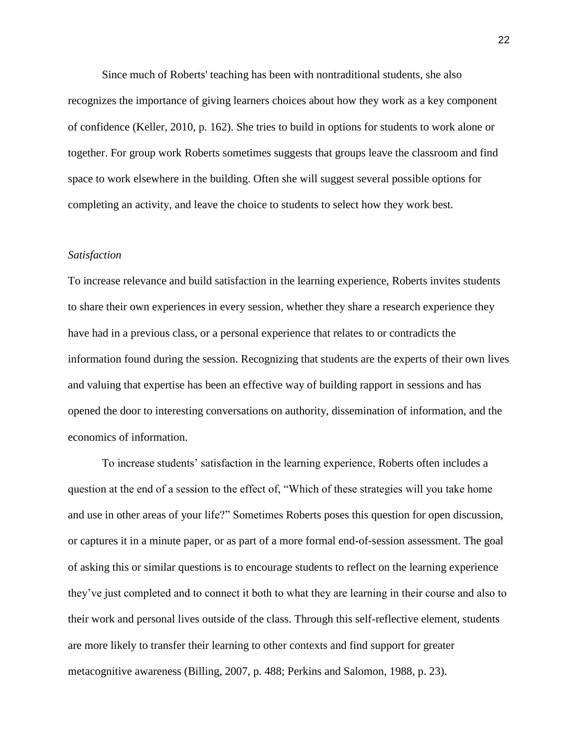Since much of Roberts' teaching has been with nontraditional students, she also recognizes the importance of giving learners choices about how they work as a key component of confidence (Keller, 2010, p. 162). She tries to build in options for students to work alone or together. For group work Roberts sometimes suggests that groups leave the classroom and find space to work elsewhere in the building. Often she will suggest several possible options for completing an activity, and leave the choice to students to select how they work best.

*Satisfaction*

To increase relevance and build satisfaction in the learning experience, Roberts invites students to share their own experiences in every session, whether they share a research experience they have had in a previous class, or a personal experience that relates to or contradicts the information found during the session. Recognizing that students are the experts of their own lives and valuing that expertise has been an effective way of building rapport in sessions and has opened the door to interesting conversations on authority, dissemination of information, and the economics of information.

To increase students' satisfaction in the learning experience, Roberts often includes a question at the end of a session to the effect of, "Which of these strategies will you take home and use in other areas of your life?" Sometimes Roberts poses this question for open discussion, or captures it in a minute paper, or as part of a more formal end-of-session assessment. The goal of asking this or similar questions is to encourage students to reflect on the learning experience they've just completed and to connect it both to what they are learning in their course and also to their work and personal lives outside of the class. Through this self-reflective element, students are more likely to transfer their learning to other contexts and find support for greater metacognitive awareness (Billing, 2007, p. 488; Perkins and Salomon, 1988, p. 23).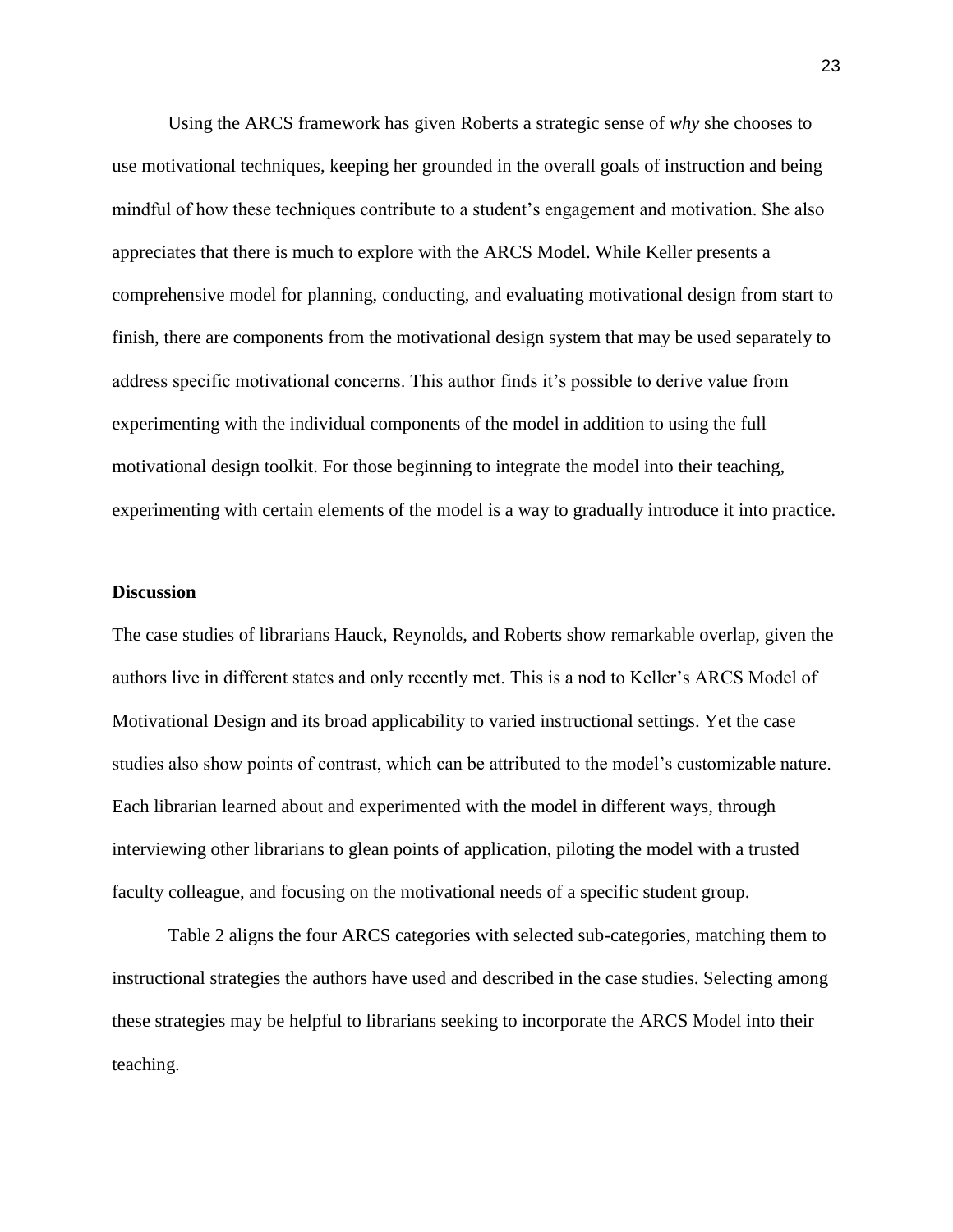Using the ARCS framework has given Roberts a strategic sense of *why* she chooses to use motivational techniques, keeping her grounded in the overall goals of instruction and being mindful of how these techniques contribute to a student's engagement and motivation. She also appreciates that there is much to explore with the ARCS Model. While Keller presents a comprehensive model for planning, conducting, and evaluating motivational design from start to finish, there are components from the motivational design system that may be used separately to address specific motivational concerns. This author finds it's possible to derive value from experimenting with the individual components of the model in addition to using the full motivational design toolkit. For those beginning to integrate the model into their teaching, experimenting with certain elements of the model is a way to gradually introduce it into practice.

## Discussion

The case studies of librarians Hauck, Reynolds, and Roberts show remarkable overlap, given the authors live in different states and only recently met. This is a nod to Keller's ARCS Model of Motivational Design and its broad applicability to varied instructional settings. Yet the case studies also show points of contrast, which can be attributed to the model's customizable nature. Each librarian learned about and experimented with the model in different ways, through interviewing other librarians to glean points of application, piloting the model with a trusted faculty colleague, and focusing on the motivational needs of a specific student group.

Table 2 aligns the four ARCS categories with selected sub-categories, matching them to instructional strategies the authors have used and described in the case studies. Selecting among these strategies may be helpful to librarians seeking to incorporate the ARCS Model into their teaching.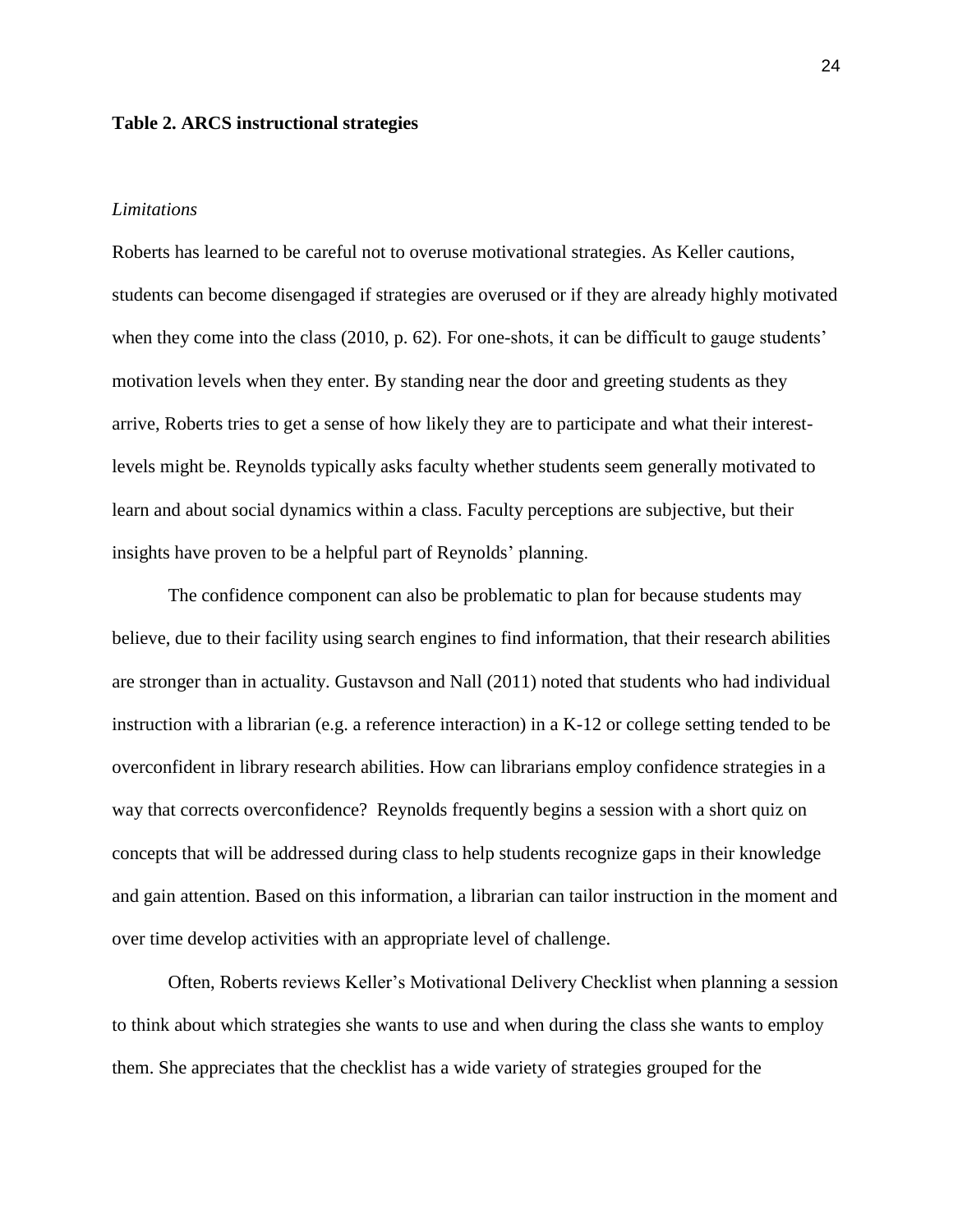**Table 2. ARCS instructional strategies**

*Limitations*

Roberts has learned to be careful not to overuse motivational strategies. As Keller cautions, students can become disengaged if strategies are overused or if they are already highly motivated when they come into the class (2010, p. 62). For one-shots, it can be difficult to gauge students' motivation levels when they enter. By standing near the door and greeting students as they arrive, Roberts tries to get a sense of how likely they are to participate and what their interest-levels might be. Reynolds typically asks faculty whether students seem generally motivated to learn and about social dynamics within a class. Faculty perceptions are subjective, but their insights have proven to be a helpful part of Reynolds' planning.

The confidence component can also be problematic to plan for because students may believe, due to their facility using search engines to find information, that their research abilities are stronger than in actuality. Gustavson and Nall (2011) noted that students who had individual instruction with a librarian (e.g. a reference interaction) in a K-12 or college setting tended to be overconfident in library research abilities. How can librarians employ confidence strategies in a way that corrects overconfidence? Reynolds frequently begins a session with a short quiz on concepts that will be addressed during class to help students recognize gaps in their knowledge and gain attention. Based on this information, a librarian can tailor instruction in the moment and over time develop activities with an appropriate level of challenge.

Often, Roberts reviews Keller's Motivational Delivery Checklist when planning a session to think about which strategies she wants to use and when during the class she wants to employ them. She appreciates that the checklist has a wide variety of strategies grouped for the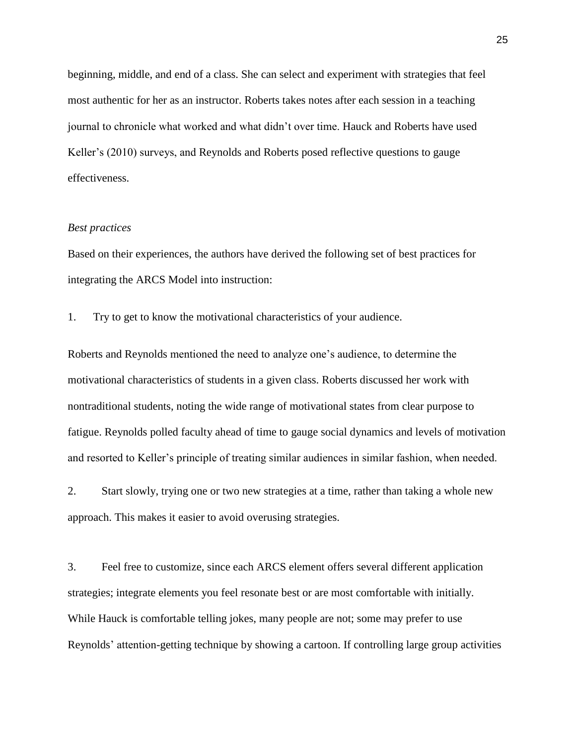beginning, middle, and end of a class. She can select and experiment with strategies that feel most authentic for her as an instructor. Roberts takes notes after each session in a teaching journal to chronicle what worked and what didn't over time. Hauck and Roberts have used Keller's (2010) surveys, and Reynolds and Roberts posed reflective questions to gauge effectiveness.

*Best practices*

Based on their experiences, the authors have derived the following set of best practices for integrating the ARCS Model into instruction:

1. Try to get to know the motivational characteristics of your audience.

Roberts and Reynolds mentioned the need to analyze one's audience, to determine the motivational characteristics of students in a given class. Roberts discussed her work with nontraditional students, noting the wide range of motivational states from clear purpose to fatigue. Reynolds polled faculty ahead of time to gauge social dynamics and levels of motivation and resorted to Keller's principle of treating similar audiences in similar fashion, when needed.

2. Start slowly, trying one or two new strategies at a time, rather than taking a whole new approach. This makes it easier to avoid overusing strategies.

3. Feel free to customize, since each ARCS element offers several different application strategies; integrate elements you feel resonate best or are most comfortable with initially. While Hauck is comfortable telling jokes, many people are not; some may prefer to use Reynolds' attention-getting technique by showing a cartoon. If controlling large group activities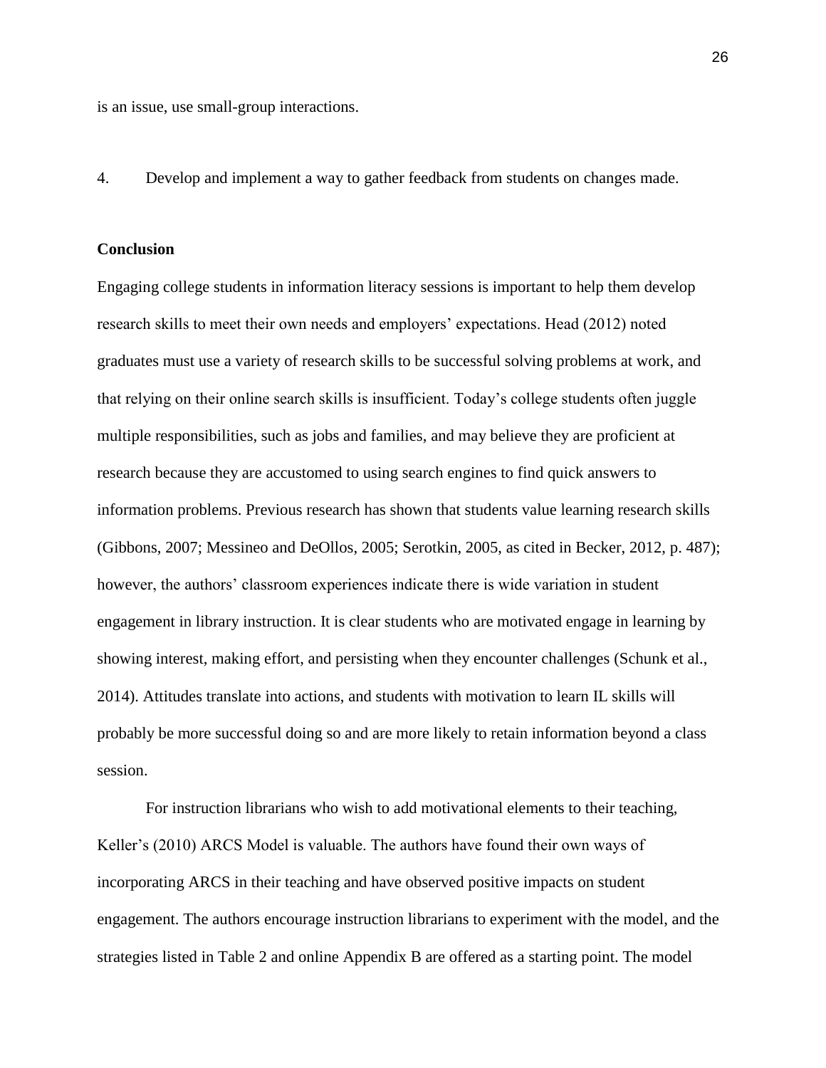is an issue, use small-group interactions.

4. Develop and implement a way to gather feedback from students on changes made.

**Conclusion**

Engaging college students in information literacy sessions is important to help them develop research skills to meet their own needs and employers' expectations. Head (2012) noted graduates must use a variety of research skills to be successful solving problems at work, and that relying on their online search skills is insufficient. Today's college students often juggle multiple responsibilities, such as jobs and families, and may believe they are proficient at research because they are accustomed to using search engines to find quick answers to information problems. Previous research has shown that students value learning research skills (Gibbons, 2007; Messineo and DeOllos, 2005; Serotkin, 2005, as cited in Becker, 2012, p. 487); however, the authors' classroom experiences indicate there is wide variation in student engagement in library instruction. It is clear students who are motivated engage in learning by showing interest, making effort, and persisting when they encounter challenges (Schunk et al., 2014). Attitudes translate into actions, and students with motivation to learn IL skills will probably be more successful doing so and are more likely to retain information beyond a class session.

For instruction librarians who wish to add motivational elements to their teaching, Keller's (2010) ARCS Model is valuable. The authors have found their own ways of incorporating ARCS in their teaching and have observed positive impacts on student engagement. The authors encourage instruction librarians to experiment with the model, and the strategies listed in Table 2 and online Appendix B are offered as a starting point. The model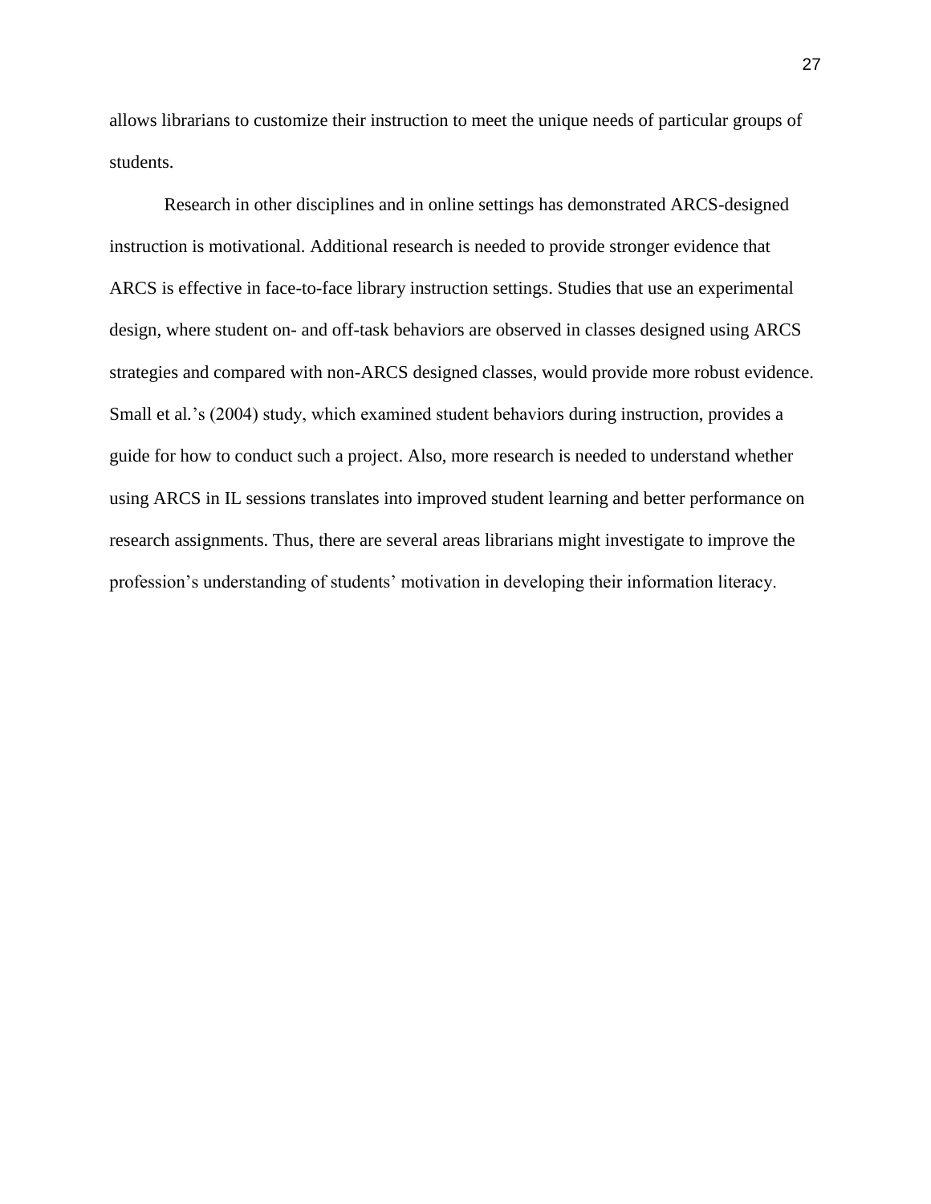allows librarians to customize their instruction to meet the unique needs of particular groups of students.

Research in other disciplines and in online settings has demonstrated ARCS-designed instruction is motivational. Additional research is needed to provide stronger evidence that ARCS is effective in face-to-face library instruction settings. Studies that use an experimental design, where student on- and off-task behaviors are observed in classes designed using ARCS strategies and compared with non-ARCS designed classes, would provide more robust evidence. Small et al.'s (2004) study, which examined student behaviors during instruction, provides a guide for how to conduct such a project. Also, more research is needed to understand whether using ARCS in IL sessions translates into improved student learning and better performance on research assignments. Thus, there are several areas librarians might investigate to improve the profession's understanding of students' motivation in developing their information literacy.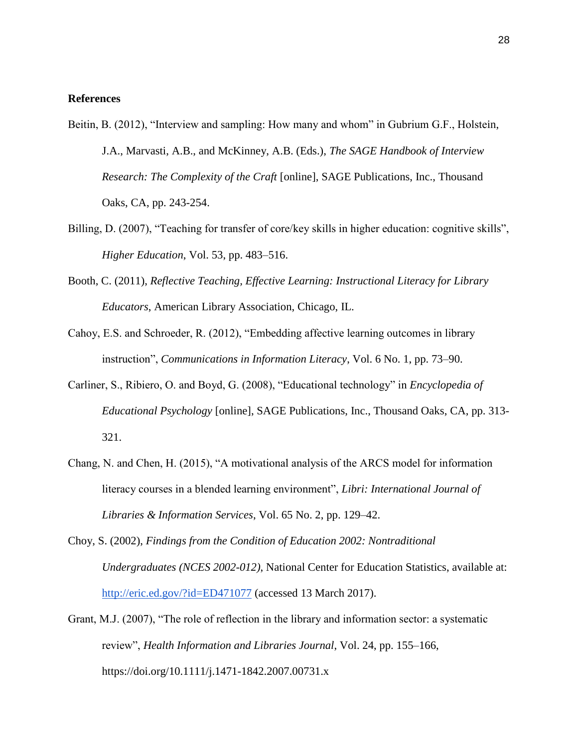**References**

Beitin, B. (2012), “Interview and sampling: How many and whom” in Gubrium G.F., Holstein, J.A., Marvasti, A.B., and McKinney, A.B. (Eds.), *The SAGE Handbook of Interview Research: The Complexity of the Craft* [online], SAGE Publications, Inc., Thousand Oaks, CA, pp. 243-254.

Billing, D. (2007), “Teaching for transfer of core/key skills in higher education: cognitive skills”, *Higher Education*, Vol. 53, pp. 483–516.

Booth, C. (2011), *Reflective Teaching, Effective Learning: Instructional Literacy for Library Educators*, American Library Association, Chicago, IL.

Cahoy, E.S. and Schroeder, R. (2012), “Embedding affective learning outcomes in library instruction”, *Communications in Information Literacy*, Vol. 6 No. 1, pp. 73–90.

Carliner, S., Ribiero, O. and Boyd, G. (2008), “Educational technology” in *Encyclopedia of Educational Psychology* [online], SAGE Publications, Inc., Thousand Oaks, CA, pp. 313-321.

Chang, N. and Chen, H. (2015), “A motivational analysis of the ARCS model for information literacy courses in a blended learning environment”, *Libri: International Journal of Libraries & Information Services*, Vol. 65 No. 2, pp. 129–42.

Choy, S. (2002), *Findings from the Condition of Education 2002: Nontraditional Undergraduates (NCES 2002-012)*, National Center for Education Statistics, available at: http://eric.ed.gov/?id=ED471077 (accessed 13 March 2017).

Grant, M.J. (2007), “The role of reflection in the library and information sector: a systematic review”, *Health Information and Libraries Journal*, Vol. 24, pp. 155–166, https://doi.org/10.1111/j.1471-1842.2007.00731.x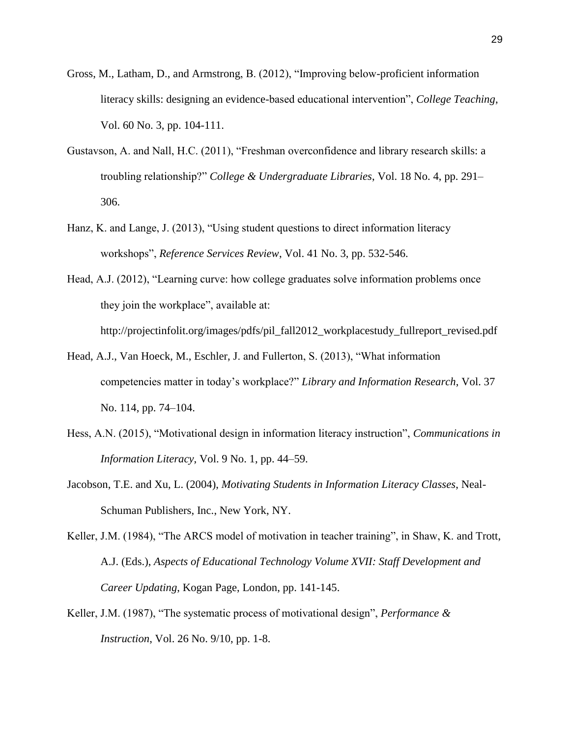Gross, M., Latham, D., and Armstrong, B. (2012), "Improving below-proficient information literacy skills: designing an evidence-based educational intervention", *College Teaching*, Vol. 60 No. 3, pp. 104-111.

Gustavson, A. and Nall, H.C. (2011), "Freshman overconfidence and library research skills: a troubling relationship?" *College & Undergraduate Libraries*, Vol. 18 No. 4, pp. 291–306.

Hanz, K. and Lange, J. (2013), "Using student questions to direct information literacy workshops", *Reference Services Review*, Vol. 41 No. 3, pp. 532-546.

Head, A.J. (2012), "Learning curve: how college graduates solve information problems once they join the workplace", available at: http://projectinfolit.org/images/pdfs/pil_fall2012_workplacestudy_fullreport_revised.pdf

Head, A.J., Van Hoeck, M., Eschler, J. and Fullerton, S. (2013), "What information competencies matter in today's workplace?" *Library and Information Research*, Vol. 37 No. 114, pp. 74–104.

Hess, A.N. (2015), "Motivational design in information literacy instruction", *Communications in Information Literacy*, Vol. 9 No. 1, pp. 44–59.

Jacobson, T.E. and Xu, L. (2004), *Motivating Students in Information Literacy Classes*, Neal-Schuman Publishers, Inc., New York, NY.

Keller, J.M. (1984), "The ARCS model of motivation in teacher training", in Shaw, K. and Trott, A.J. (Eds.), *Aspects of Educational Technology Volume XVII: Staff Development and Career Updating*, Kogan Page, London, pp. 141-145.

Keller, J.M. (1987), "The systematic process of motivational design", *Performance & Instruction*, Vol. 26 No. 9/10, pp. 1-8.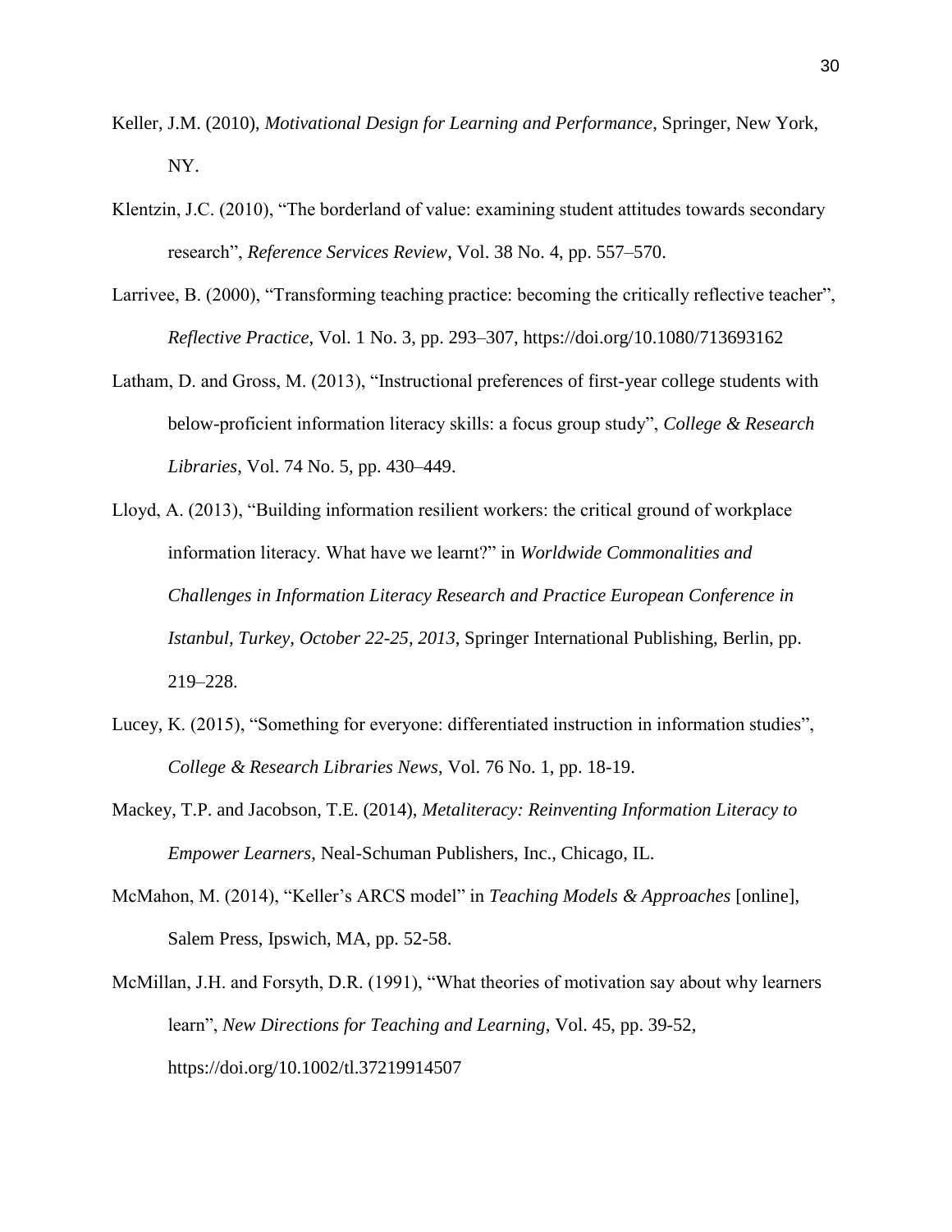Keller, J.M. (2010), *Motivational Design for Learning and Performance*, Springer, New York, NY.

Klentzin, J.C. (2010), "The borderland of value: examining student attitudes towards secondary research", *Reference Services Review*, Vol. 38 No. 4, pp. 557–570.

Larrivee, B. (2000), "Transforming teaching practice: becoming the critically reflective teacher", *Reflective Practice*, Vol. 1 No. 3, pp. 293–307, https://doi.org/10.1080/713693162

Latham, D. and Gross, M. (2013), "Instructional preferences of first-year college students with below-proficient information literacy skills: a focus group study", *College & Research Libraries*, Vol. 74 No. 5, pp. 430–449.

Lloyd, A. (2013), "Building information resilient workers: the critical ground of workplace information literacy. What have we learnt?" in *Worldwide Commonalities and Challenges in Information Literacy Research and Practice European Conference in Istanbul, Turkey, October 22-25, 2013*, Springer International Publishing, Berlin, pp. 219–228.

Lucey, K. (2015), "Something for everyone: differentiated instruction in information studies", *College & Research Libraries News*, Vol. 76 No. 1, pp. 18-19.

Mackey, T.P. and Jacobson, T.E. (2014), *Metaliteracy: Reinventing Information Literacy to Empower Learners*, Neal-Schuman Publishers, Inc., Chicago, IL.

McMahon, M. (2014), "Keller's ARCS model" in *Teaching Models & Approaches* [online], Salem Press, Ipswich, MA, pp. 52-58.

McMillan, J.H. and Forsyth, D.R. (1991), "What theories of motivation say about why learners learn", *New Directions for Teaching and Learning*, Vol. 45, pp. 39-52, https://doi.org/10.1002/tl.37219914507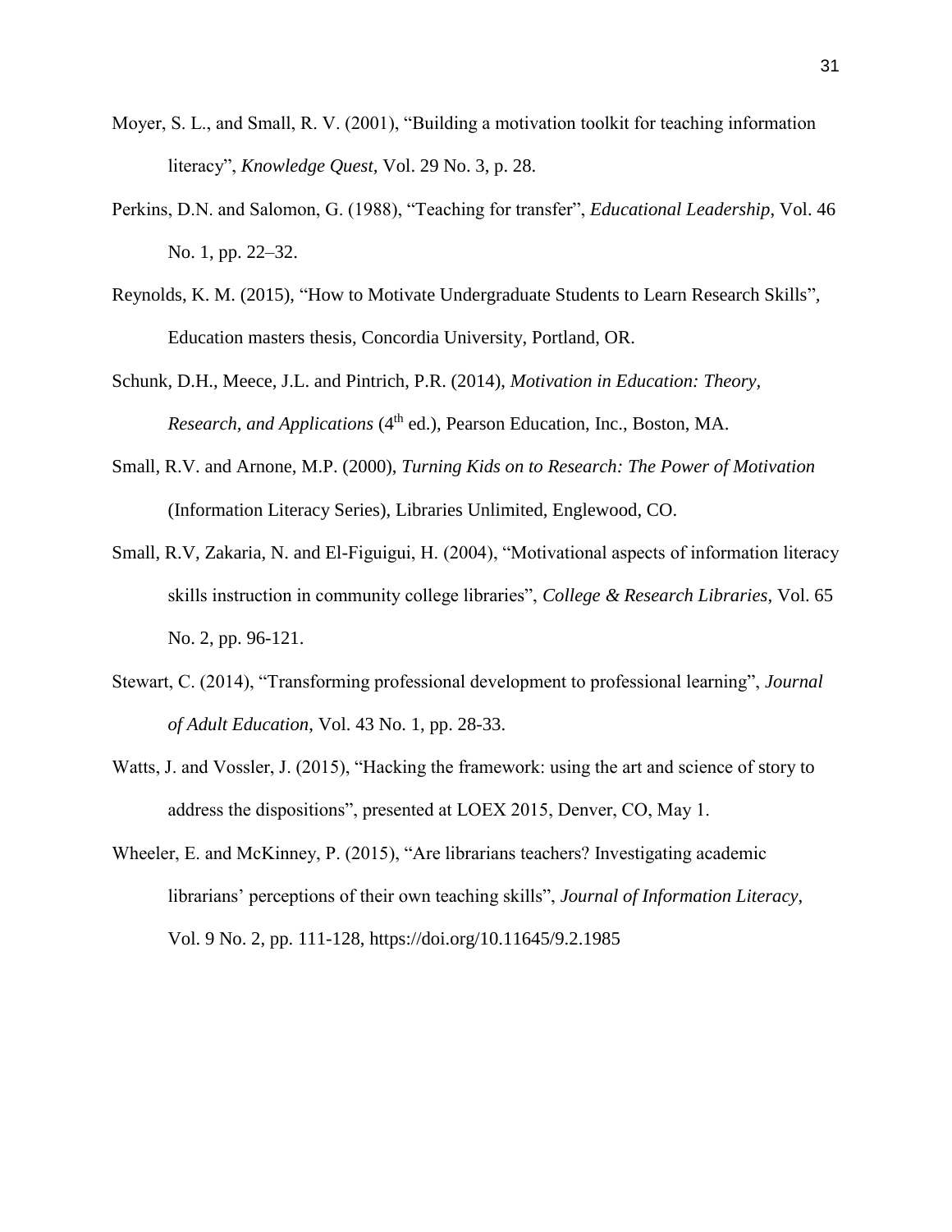Moyer, S. L., and Small, R. V. (2001), "Building a motivation toolkit for teaching information literacy", *Knowledge Quest*, Vol. 29 No. 3, p. 28.

Perkins, D.N. and Salomon, G. (1988), "Teaching for transfer", *Educational Leadership*, Vol. 46 No. 1, pp. 22–32.

Reynolds, K. M. (2015), "How to Motivate Undergraduate Students to Learn Research Skills", Education masters thesis, Concordia University, Portland, OR.

Schunk, D.H., Meece, J.L. and Pintrich, P.R. (2014), *Motivation in Education: Theory, Research, and Applications* (4th ed.), Pearson Education, Inc., Boston, MA.

Small, R.V. and Arnone, M.P. (2000), *Turning Kids on to Research: The Power of Motivation* (Information Literacy Series), Libraries Unlimited, Englewood, CO.

Small, R.V, Zakaria, N. and El-Figuigui, H. (2004), "Motivational aspects of information literacy skills instruction in community college libraries", *College & Research Libraries*, Vol. 65 No. 2, pp. 96-121.

Stewart, C. (2014), "Transforming professional development to professional learning", *Journal of Adult Education*, Vol. 43 No. 1, pp. 28-33.

Watts, J. and Vossler, J. (2015), "Hacking the framework: using the art and science of story to address the dispositions", presented at LOEX 2015, Denver, CO, May 1.

Wheeler, E. and McKinney, P. (2015), "Are librarians teachers? Investigating academic librarians' perceptions of their own teaching skills", *Journal of Information Literacy*, Vol. 9 No. 2, pp. 111-128, https://doi.org/10.11645/9.2.1985